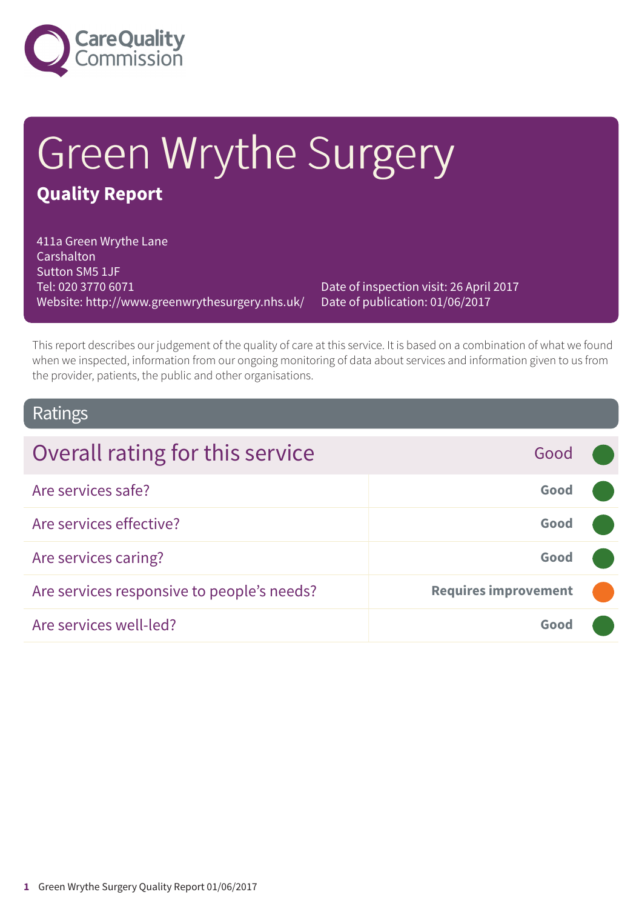# Green Wrythe Surgery

## Quality Report

411a Green Wrythe Lane
Carshalton
Sutton SM5 1JF
Tel: 020 3770 6071
Website: http://www.greenwrythesurgery.nhs.uk/

Date of inspection visit: 26 April 2017
Date of publication: 01/06/2017

This report describes our judgement of the quality of care at this service. It is based on a combination of what we found when we inspected, information from our ongoing monitoring of data about services and information given to us from the provider, patients, the public and other organisations.

## Ratings

| Overall rating for this service | Good |
|---|---|
| Are services safe? | Good |
| Are services effective? | Good |
| Are services caring? | Good |
| Are services responsive to people's needs? | Requires improvement |
| Are services well-led? | Good |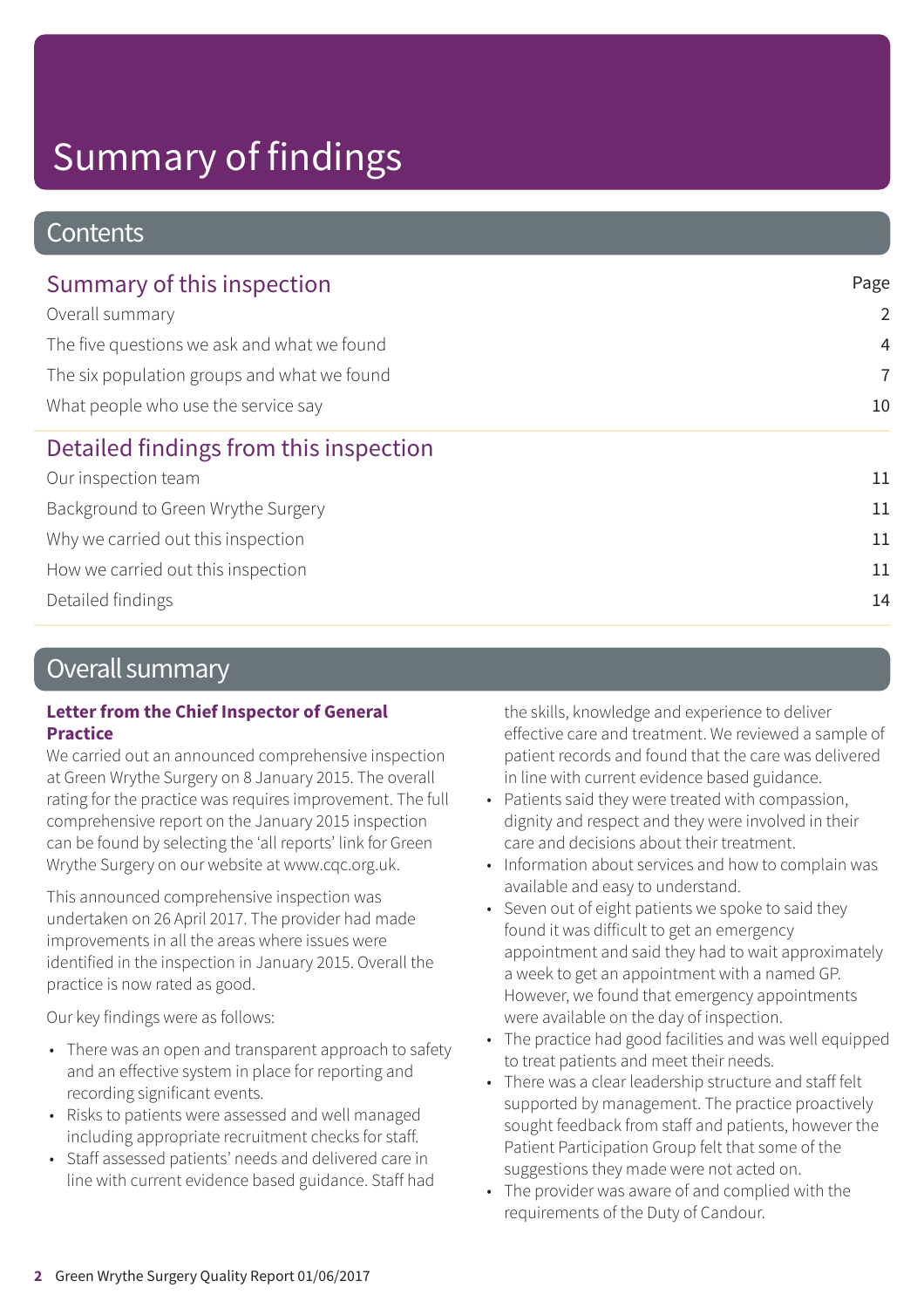# Summary of findings

## Contents

| Summary of this inspection | Page |
|---|---|
| Overall summary | 2 |
| The five questions we ask and what we found | 4 |
| The six population groups and what we found | 7 |
| What people who use the service say | 10 |
| **Detailed findings from this inspection** | |
| Our inspection team | 11 |
| Background to Green Wrythe Surgery | 11 |
| Why we carried out this inspection | 11 |
| How we carried out this inspection | 11 |
| Detailed findings | 14 |

## Overall summary

**Letter from the Chief Inspector of General Practice**

We carried out an announced comprehensive inspection at Green Wrythe Surgery on 8 January 2015. The overall rating for the practice was requires improvement. The full comprehensive report on the January 2015 inspection can be found by selecting the 'all reports' link for Green Wrythe Surgery on our website at www.cqc.org.uk.

This announced comprehensive inspection was undertaken on 26 April 2017. The provider had made improvements in all the areas where issues were identified in the inspection in January 2015. Overall the practice is now rated as good.

Our key findings were as follows:

- There was an open and transparent approach to safety and an effective system in place for reporting and recording significant events.
- Risks to patients were assessed and well managed including appropriate recruitment checks for staff.
- Staff assessed patients' needs and delivered care in line with current evidence based guidance. Staff had the skills, knowledge and experience to deliver effective care and treatment. We reviewed a sample of patient records and found that the care was delivered in line with current evidence based guidance.
- Patients said they were treated with compassion, dignity and respect and they were involved in their care and decisions about their treatment.
- Information about services and how to complain was available and easy to understand.
- Seven out of eight patients we spoke to said they found it was difficult to get an emergency appointment and said they had to wait approximately a week to get an appointment with a named GP. However, we found that emergency appointments were available on the day of inspection.
- The practice had good facilities and was well equipped to treat patients and meet their needs.
- There was a clear leadership structure and staff felt supported by management. The practice proactively sought feedback from staff and patients, however the Patient Participation Group felt that some of the suggestions they made were not acted on.
- The provider was aware of and complied with the requirements of the Duty of Candour.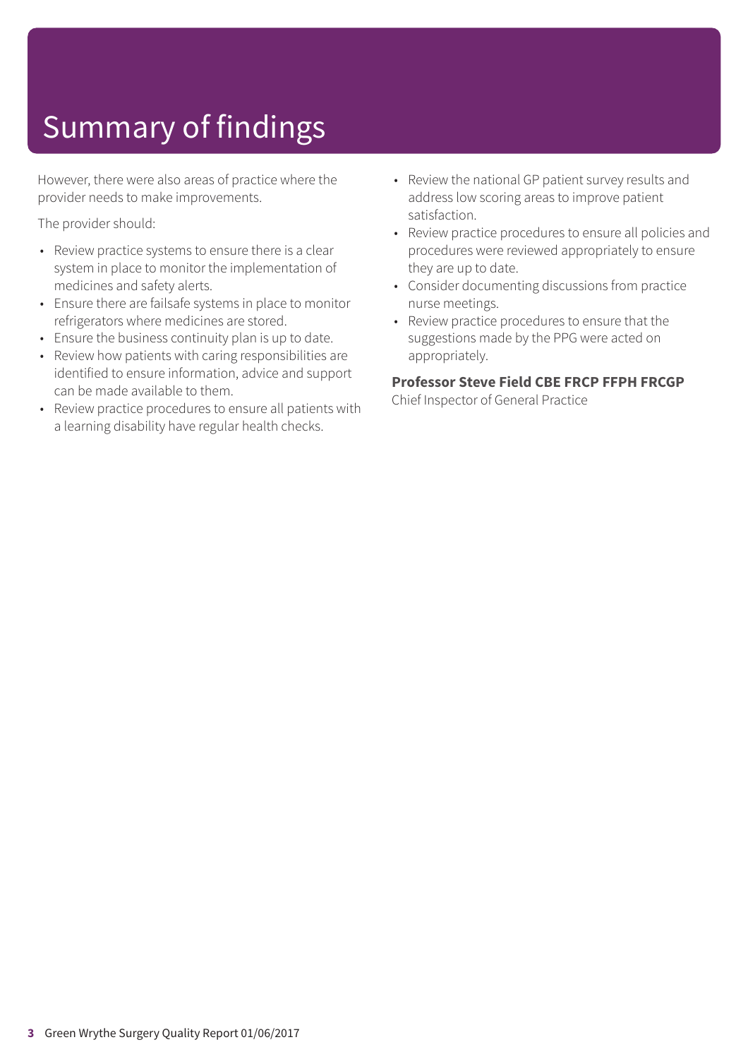# Summary of findings

However, there were also areas of practice where the provider needs to make improvements.

The provider should:

- Review practice systems to ensure there is a clear system in place to monitor the implementation of medicines and safety alerts.
- Ensure there are failsafe systems in place to monitor refrigerators where medicines are stored.
- Ensure the business continuity plan is up to date.
- Review how patients with caring responsibilities are identified to ensure information, advice and support can be made available to them.
- Review practice procedures to ensure all patients with a learning disability have regular health checks.
- Review the national GP patient survey results and address low scoring areas to improve patient satisfaction.
- Review practice procedures to ensure all policies and procedures were reviewed appropriately to ensure they are up to date.
- Consider documenting discussions from practice nurse meetings.
- Review practice procedures to ensure that the suggestions made by the PPG were acted on appropriately.

**Professor Steve Field CBE FRCP FFPH FRCGP**
Chief Inspector of General Practice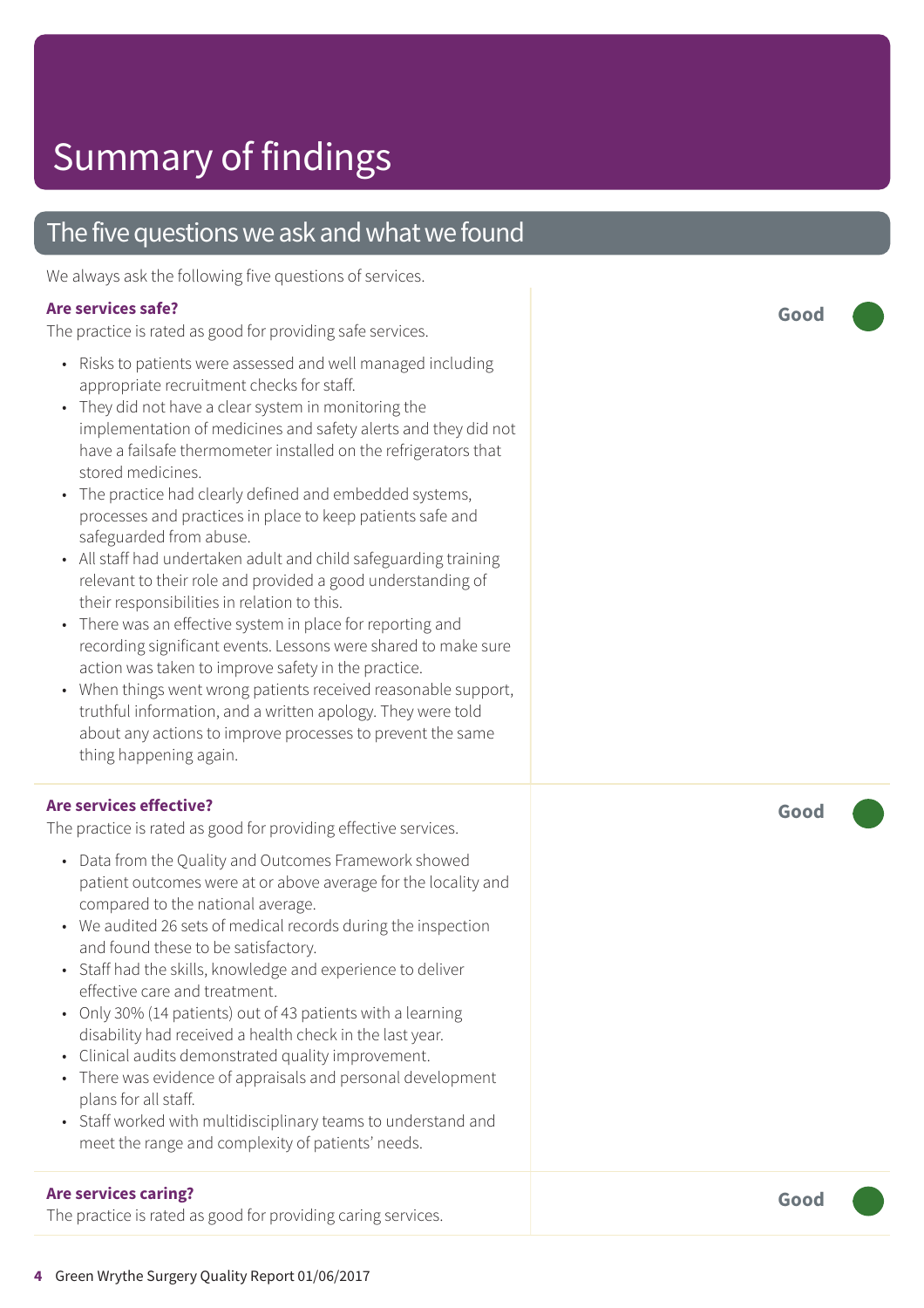# Summary of findings

## The five questions we ask and what we found

We always ask the following five questions of services.

### Are services safe?

**Good**

The practice is rated as good for providing safe services.

- Risks to patients were assessed and well managed including appropriate recruitment checks for staff.
- They did not have a clear system in monitoring the implementation of medicines and safety alerts and they did not have a failsafe thermometer installed on the refrigerators that stored medicines.
- The practice had clearly defined and embedded systems, processes and practices in place to keep patients safe and safeguarded from abuse.
- All staff had undertaken adult and child safeguarding training relevant to their role and provided a good understanding of their responsibilities in relation to this.
- There was an effective system in place for reporting and recording significant events. Lessons were shared to make sure action was taken to improve safety in the practice.
- When things went wrong patients received reasonable support, truthful information, and a written apology. They were told about any actions to improve processes to prevent the same thing happening again.

### Are services effective?

**Good**

The practice is rated as good for providing effective services.

- Data from the Quality and Outcomes Framework showed patient outcomes were at or above average for the locality and compared to the national average.
- We audited 26 sets of medical records during the inspection and found these to be satisfactory.
- Staff had the skills, knowledge and experience to deliver effective care and treatment.
- Only 30% (14 patients) out of 43 patients with a learning disability had received a health check in the last year.
- Clinical audits demonstrated quality improvement.
- There was evidence of appraisals and personal development plans for all staff.
- Staff worked with multidisciplinary teams to understand and meet the range and complexity of patients' needs.

### Are services caring?

**Good**

The practice is rated as good for providing caring services.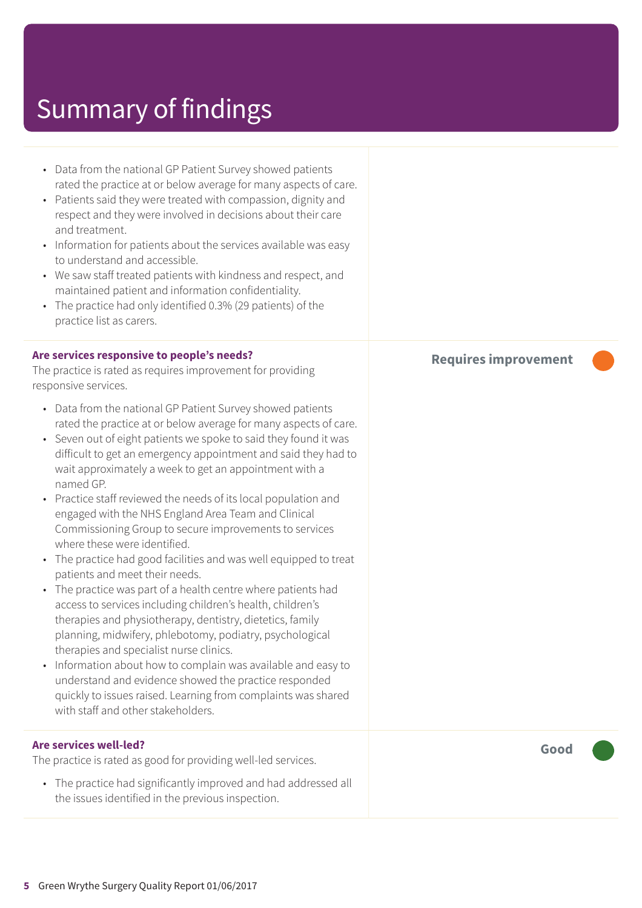# Summary of findings

- Data from the national GP Patient Survey showed patients rated the practice at or below average for many aspects of care.
- Patients said they were treated with compassion, dignity and respect and they were involved in decisions about their care and treatment.
- Information for patients about the services available was easy to understand and accessible.
- We saw staff treated patients with kindness and respect, and maintained patient and information confidentiality.
- The practice had only identified 0.3% (29 patients) of the practice list as carers.

**Are services responsive to people's needs?**

**Requires improvement**

The practice is rated as requires improvement for providing responsive services.

- Data from the national GP Patient Survey showed patients rated the practice at or below average for many aspects of care.
- Seven out of eight patients we spoke to said they found it was difficult to get an emergency appointment and said they had to wait approximately a week to get an appointment with a named GP.
- Practice staff reviewed the needs of its local population and engaged with the NHS England Area Team and Clinical Commissioning Group to secure improvements to services where these were identified.
- The practice had good facilities and was well equipped to treat patients and meet their needs.
- The practice was part of a health centre where patients had access to services including children's health, children's therapies and physiotherapy, dentistry, dietetics, family planning, midwifery, phlebotomy, podiatry, psychological therapies and specialist nurse clinics.
- Information about how to complain was available and easy to understand and evidence showed the practice responded quickly to issues raised. Learning from complaints was shared with staff and other stakeholders.

**Are services well-led?**

**Good**

The practice is rated as good for providing well-led services.

- The practice had significantly improved and had addressed all the issues identified in the previous inspection.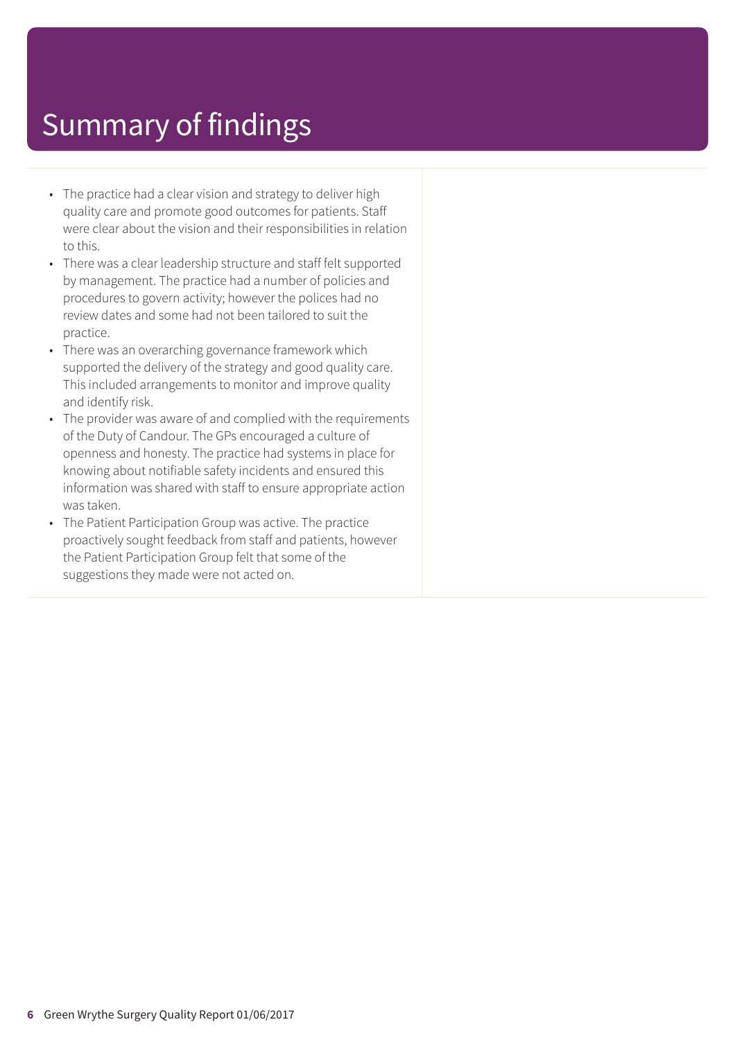# Summary of findings

- The practice had a clear vision and strategy to deliver high quality care and promote good outcomes for patients. Staff were clear about the vision and their responsibilities in relation to this.
- There was a clear leadership structure and staff felt supported by management. The practice had a number of policies and procedures to govern activity; however the polices had no review dates and some had not been tailored to suit the practice.
- There was an overarching governance framework which supported the delivery of the strategy and good quality care. This included arrangements to monitor and improve quality and identify risk.
- The provider was aware of and complied with the requirements of the Duty of Candour. The GPs encouraged a culture of openness and honesty. The practice had systems in place for knowing about notifiable safety incidents and ensured this information was shared with staff to ensure appropriate action was taken.
- The Patient Participation Group was active. The practice proactively sought feedback from staff and patients, however the Patient Participation Group felt that some of the suggestions they made were not acted on.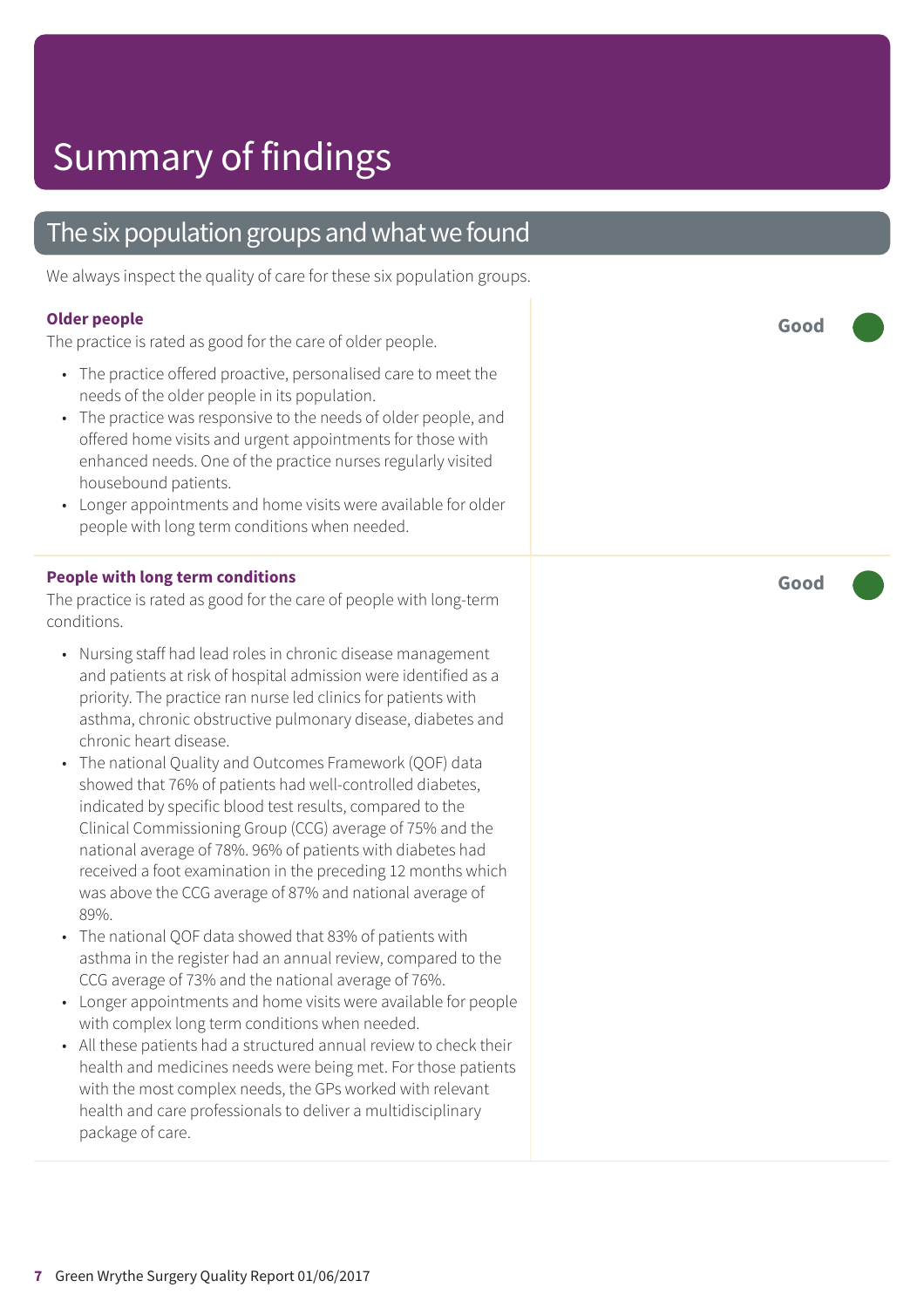# Summary of findings

## The six population groups and what we found

We always inspect the quality of care for these six population groups.

### Older people

**Good**

The practice is rated as good for the care of older people.

- The practice offered proactive, personalised care to meet the needs of the older people in its population.
- The practice was responsive to the needs of older people, and offered home visits and urgent appointments for those with enhanced needs. One of the practice nurses regularly visited housebound patients.
- Longer appointments and home visits were available for older people with long term conditions when needed.

### People with long term conditions

**Good**

The practice is rated as good for the care of people with long-term conditions.

- Nursing staff had lead roles in chronic disease management and patients at risk of hospital admission were identified as a priority. The practice ran nurse led clinics for patients with asthma, chronic obstructive pulmonary disease, diabetes and chronic heart disease.
- The national Quality and Outcomes Framework (QOF) data showed that 76% of patients had well-controlled diabetes, indicated by specific blood test results, compared to the Clinical Commissioning Group (CCG) average of 75% and the national average of 78%. 96% of patients with diabetes had received a foot examination in the preceding 12 months which was above the CCG average of 87% and national average of 89%.
- The national QOF data showed that 83% of patients with asthma in the register had an annual review, compared to the CCG average of 73% and the national average of 76%.
- Longer appointments and home visits were available for people with complex long term conditions when needed.
- All these patients had a structured annual review to check their health and medicines needs were being met. For those patients with the most complex needs, the GPs worked with relevant health and care professionals to deliver a multidisciplinary package of care.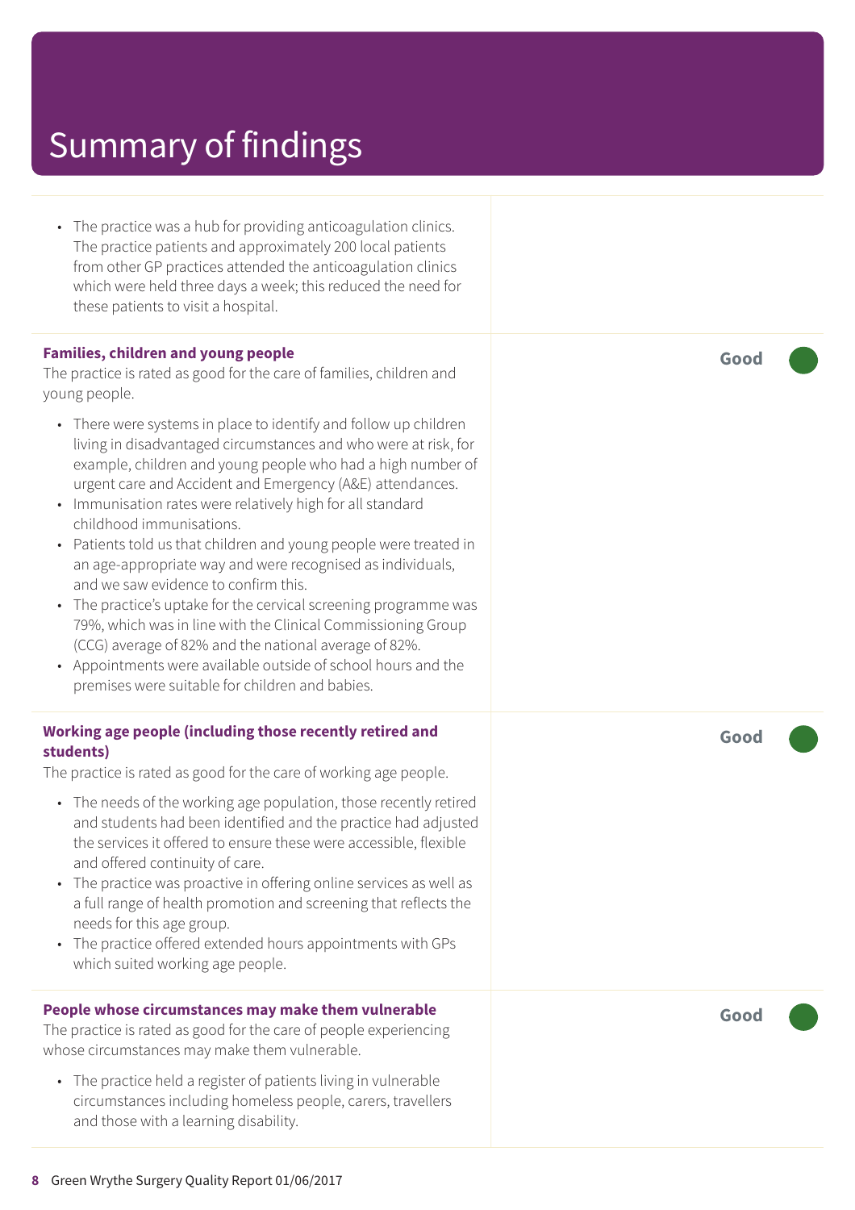# Summary of findings

- The practice was a hub for providing anticoagulation clinics. The practice patients and approximately 200 local patients from other GP practices attended the anticoagulation clinics which were held three days a week; this reduced the need for these patients to visit a hospital.

**Families, children and young people** — **Good**

The practice is rated as good for the care of families, children and young people.

- There were systems in place to identify and follow up children living in disadvantaged circumstances and who were at risk, for example, children and young people who had a high number of urgent care and Accident and Emergency (A&E) attendances.
- Immunisation rates were relatively high for all standard childhood immunisations.
- Patients told us that children and young people were treated in an age-appropriate way and were recognised as individuals, and we saw evidence to confirm this.
- The practice's uptake for the cervical screening programme was 79%, which was in line with the Clinical Commissioning Group (CCG) average of 82% and the national average of 82%.
- Appointments were available outside of school hours and the premises were suitable for children and babies.

**Working age people (including those recently retired and students)** — **Good**

The practice is rated as good for the care of working age people.

- The needs of the working age population, those recently retired and students had been identified and the practice had adjusted the services it offered to ensure these were accessible, flexible and offered continuity of care.
- The practice was proactive in offering online services as well as a full range of health promotion and screening that reflects the needs for this age group.
- The practice offered extended hours appointments with GPs which suited working age people.

**People whose circumstances may make them vulnerable** — **Good**

The practice is rated as good for the care of people experiencing whose circumstances may make them vulnerable.

- The practice held a register of patients living in vulnerable circumstances including homeless people, carers, travellers and those with a learning disability.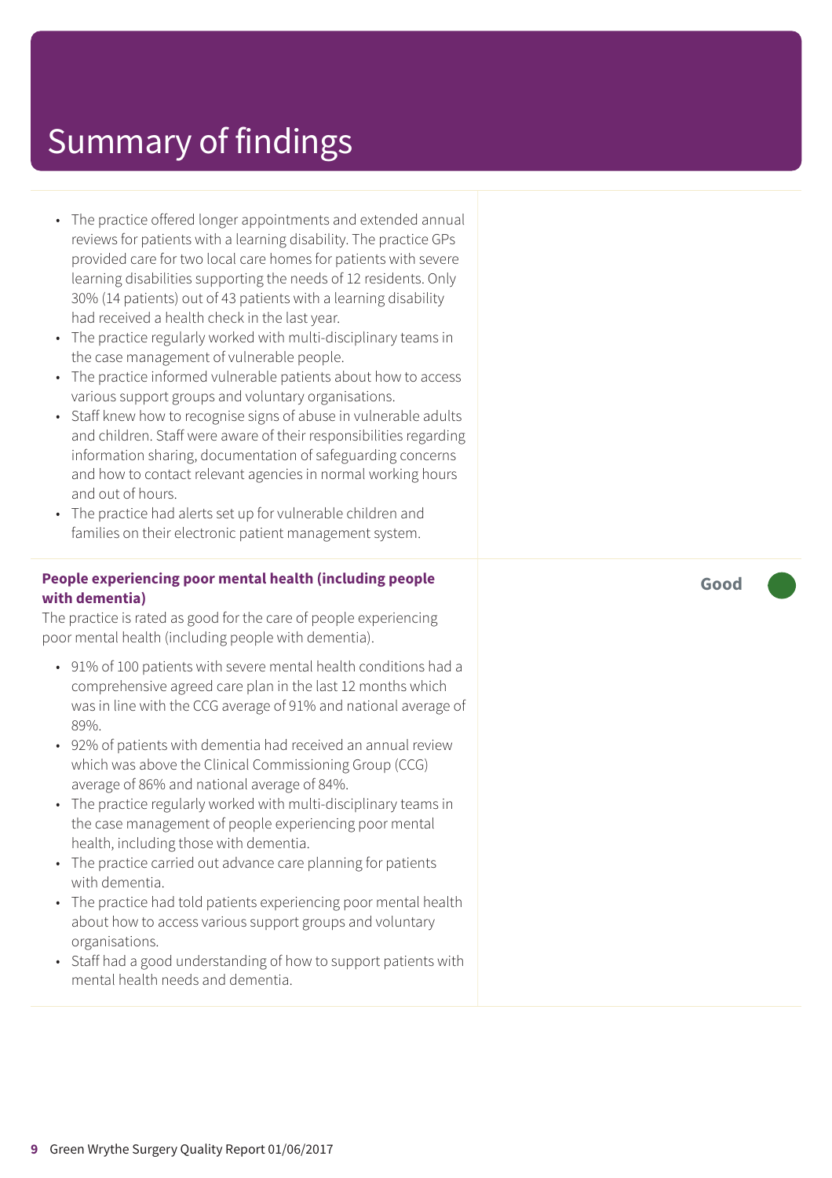# Summary of findings

- The practice offered longer appointments and extended annual reviews for patients with a learning disability. The practice GPs provided care for two local care homes for patients with severe learning disabilities supporting the needs of 12 residents. Only 30% (14 patients) out of 43 patients with a learning disability had received a health check in the last year.
- The practice regularly worked with multi-disciplinary teams in the case management of vulnerable people.
- The practice informed vulnerable patients about how to access various support groups and voluntary organisations.
- Staff knew how to recognise signs of abuse in vulnerable adults and children. Staff were aware of their responsibilities regarding information sharing, documentation of safeguarding concerns and how to contact relevant agencies in normal working hours and out of hours.
- The practice had alerts set up for vulnerable children and families on their electronic patient management system.

**People experiencing poor mental health (including people with dementia)** — **Good**

The practice is rated as good for the care of people experiencing poor mental health (including people with dementia).

- 91% of 100 patients with severe mental health conditions had a comprehensive agreed care plan in the last 12 months which was in line with the CCG average of 91% and national average of 89%.
- 92% of patients with dementia had received an annual review which was above the Clinical Commissioning Group (CCG) average of 86% and national average of 84%.
- The practice regularly worked with multi-disciplinary teams in the case management of people experiencing poor mental health, including those with dementia.
- The practice carried out advance care planning for patients with dementia.
- The practice had told patients experiencing poor mental health about how to access various support groups and voluntary organisations.
- Staff had a good understanding of how to support patients with mental health needs and dementia.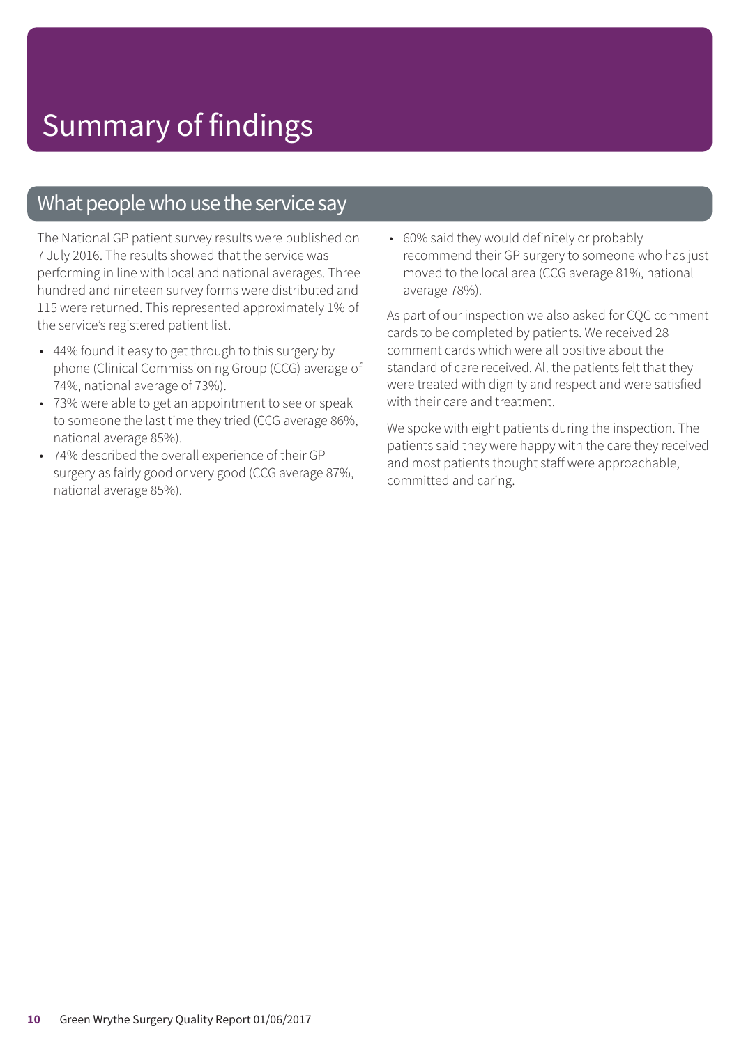# Summary of findings

## What people who use the service say

The National GP patient survey results were published on 7 July 2016. The results showed that the service was performing in line with local and national averages. Three hundred and nineteen survey forms were distributed and 115 were returned. This represented approximately 1% of the service's registered patient list.

- 44% found it easy to get through to this surgery by phone (Clinical Commissioning Group (CCG) average of 74%, national average of 73%).
- 73% were able to get an appointment to see or speak to someone the last time they tried (CCG average 86%, national average 85%).
- 74% described the overall experience of their GP surgery as fairly good or very good (CCG average 87%, national average 85%).
- 60% said they would definitely or probably recommend their GP surgery to someone who has just moved to the local area (CCG average 81%, national average 78%).

As part of our inspection we also asked for CQC comment cards to be completed by patients. We received 28 comment cards which were all positive about the standard of care received. All the patients felt that they were treated with dignity and respect and were satisfied with their care and treatment.

We spoke with eight patients during the inspection. The patients said they were happy with the care they received and most patients thought staff were approachable, committed and caring.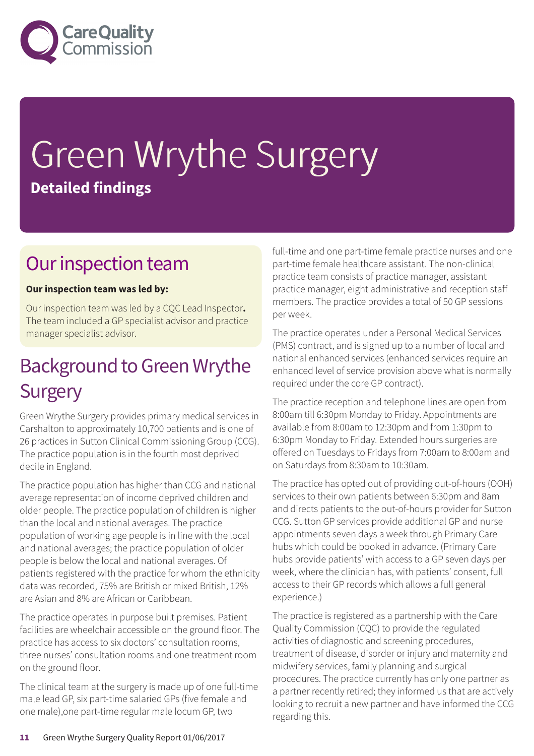# Green Wrythe Surgery

**Detailed findings**

## Our inspection team

**Our inspection team was led by:**

Our inspection team was led by a CQC Lead Inspector**.** The team included a GP specialist advisor and practice manager specialist advisor.

## Background to Green Wrythe Surgery

Green Wrythe Surgery provides primary medical services in Carshalton to approximately 10,700 patients and is one of 26 practices in Sutton Clinical Commissioning Group (CCG). The practice population is in the fourth most deprived decile in England.

The practice population has higher than CCG and national average representation of income deprived children and older people. The practice population of children is higher than the local and national averages. The practice population of working age people is in line with the local and national averages; the practice population of older people is below the local and national averages. Of patients registered with the practice for whom the ethnicity data was recorded, 75% are British or mixed British, 12% are Asian and 8% are African or Caribbean.

The practice operates in purpose built premises. Patient facilities are wheelchair accessible on the ground floor. The practice has access to six doctors' consultation rooms, three nurses' consultation rooms and one treatment room on the ground floor.

The clinical team at the surgery is made up of one full-time male lead GP, six part-time salaried GPs (five female and one male),one part-time regular male locum GP, two full-time and one part-time female practice nurses and one part-time female healthcare assistant. The non-clinical practice team consists of practice manager, assistant practice manager, eight administrative and reception staff members. The practice provides a total of 50 GP sessions per week.

The practice operates under a Personal Medical Services (PMS) contract, and is signed up to a number of local and national enhanced services (enhanced services require an enhanced level of service provision above what is normally required under the core GP contract).

The practice reception and telephone lines are open from 8:00am till 6:30pm Monday to Friday. Appointments are available from 8:00am to 12:30pm and from 1:30pm to 6:30pm Monday to Friday. Extended hours surgeries are offered on Tuesdays to Fridays from 7:00am to 8:00am and on Saturdays from 8:30am to 10:30am.

The practice has opted out of providing out-of-hours (OOH) services to their own patients between 6:30pm and 8am and directs patients to the out-of-hours provider for Sutton CCG. Sutton GP services provide additional GP and nurse appointments seven days a week through Primary Care hubs which could be booked in advance. (Primary Care hubs provide patients' with access to a GP seven days per week, where the clinician has, with patients' consent, full access to their GP records which allows a full general experience.)

The practice is registered as a partnership with the Care Quality Commission (CQC) to provide the regulated activities of diagnostic and screening procedures, treatment of disease, disorder or injury and maternity and midwifery services, family planning and surgical procedures. The practice currently has only one partner as a partner recently retired; they informed us that are actively looking to recruit a new partner and have informed the CCG regarding this.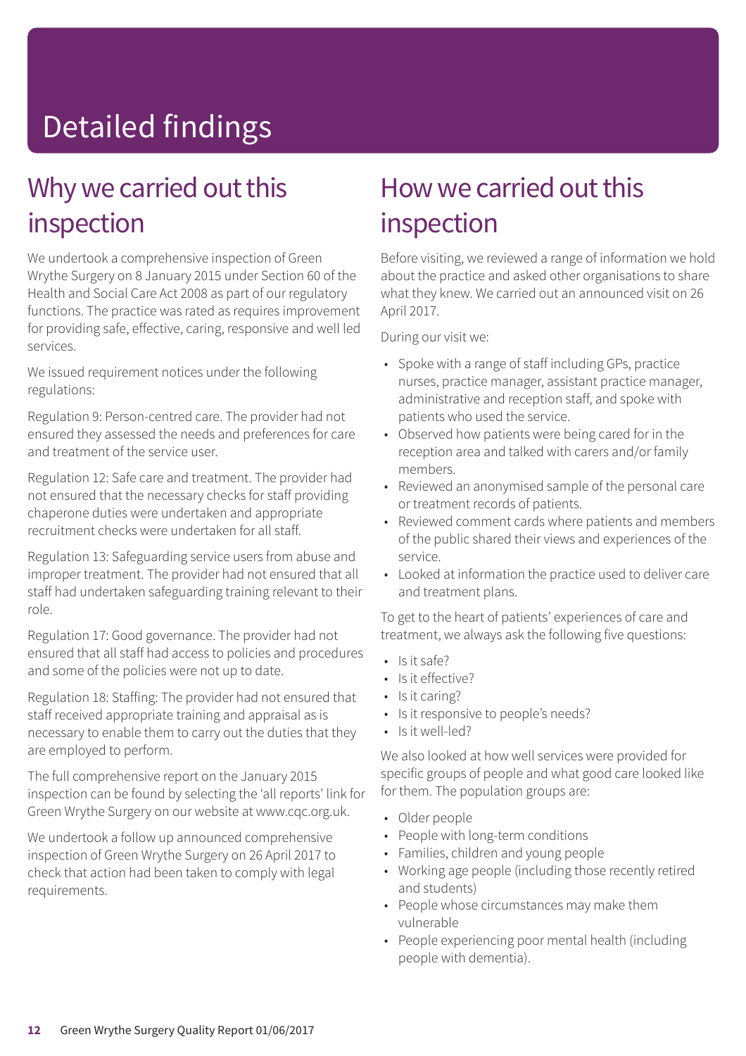# Detailed findings

## Why we carried out this inspection

We undertook a comprehensive inspection of Green Wrythe Surgery on 8 January 2015 under Section 60 of the Health and Social Care Act 2008 as part of our regulatory functions. The practice was rated as requires improvement for providing safe, effective, caring, responsive and well led services.

We issued requirement notices under the following regulations:

Regulation 9: Person-centred care. The provider had not ensured they assessed the needs and preferences for care and treatment of the service user.

Regulation 12: Safe care and treatment. The provider had not ensured that the necessary checks for staff providing chaperone duties were undertaken and appropriate recruitment checks were undertaken for all staff.

Regulation 13: Safeguarding service users from abuse and improper treatment. The provider had not ensured that all staff had undertaken safeguarding training relevant to their role.

Regulation 17: Good governance. The provider had not ensured that all staff had access to policies and procedures and some of the policies were not up to date.

Regulation 18: Staffing: The provider had not ensured that staff received appropriate training and appraisal as is necessary to enable them to carry out the duties that they are employed to perform.

The full comprehensive report on the January 2015 inspection can be found by selecting the 'all reports' link for Green Wrythe Surgery on our website at www.cqc.org.uk.

We undertook a follow up announced comprehensive inspection of Green Wrythe Surgery on 26 April 2017 to check that action had been taken to comply with legal requirements.

## How we carried out this inspection

Before visiting, we reviewed a range of information we hold about the practice and asked other organisations to share what they knew. We carried out an announced visit on 26 April 2017.

During our visit we:

- Spoke with a range of staff including GPs, practice nurses, practice manager, assistant practice manager, administrative and reception staff, and spoke with patients who used the service.
- Observed how patients were being cared for in the reception area and talked with carers and/or family members.
- Reviewed an anonymised sample of the personal care or treatment records of patients.
- Reviewed comment cards where patients and members of the public shared their views and experiences of the service.
- Looked at information the practice used to deliver care and treatment plans.

To get to the heart of patients' experiences of care and treatment, we always ask the following five questions:

- Is it safe?
- Is it effective?
- Is it caring?
- Is it responsive to people's needs?
- Is it well-led?

We also looked at how well services were provided for specific groups of people and what good care looked like for them. The population groups are:

- Older people
- People with long-term conditions
- Families, children and young people
- Working age people (including those recently retired and students)
- People whose circumstances may make them vulnerable
- People experiencing poor mental health (including people with dementia).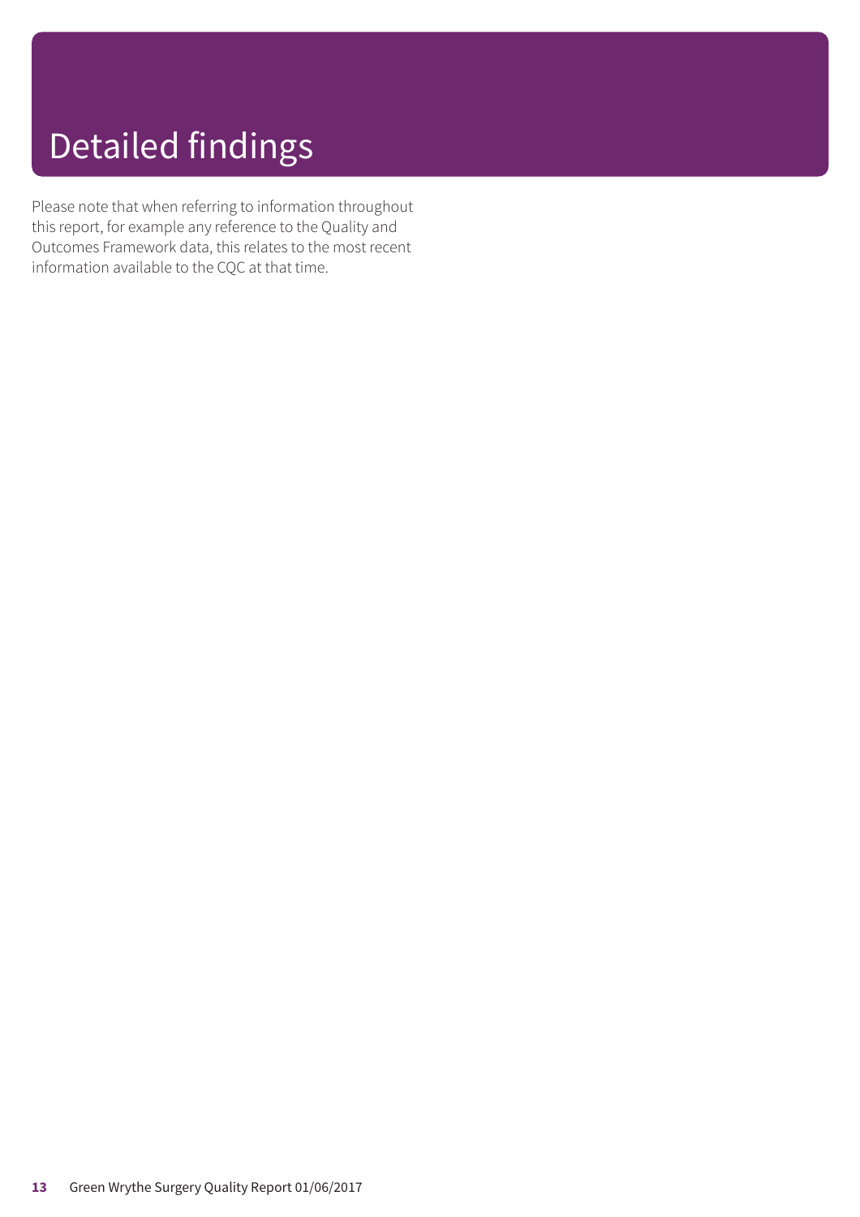# Detailed findings

Please note that when referring to information throughout this report, for example any reference to the Quality and Outcomes Framework data, this relates to the most recent information available to the CQC at that time.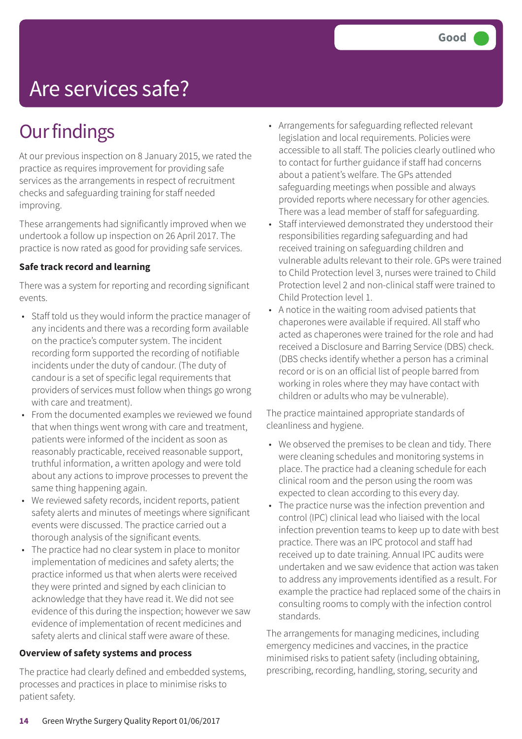Good

# Are services safe?

## Our findings

At our previous inspection on 8 January 2015, we rated the practice as requires improvement for providing safe services as the arrangements in respect of recruitment checks and safeguarding training for staff needed improving.

These arrangements had significantly improved when we undertook a follow up inspection on 26 April 2017. The practice is now rated as good for providing safe services.

**Safe track record and learning**

There was a system for reporting and recording significant events.

- Staff told us they would inform the practice manager of any incidents and there was a recording form available on the practice's computer system. The incident recording form supported the recording of notifiable incidents under the duty of candour. (The duty of candour is a set of specific legal requirements that providers of services must follow when things go wrong with care and treatment).
- From the documented examples we reviewed we found that when things went wrong with care and treatment, patients were informed of the incident as soon as reasonably practicable, received reasonable support, truthful information, a written apology and were told about any actions to improve processes to prevent the same thing happening again.
- We reviewed safety records, incident reports, patient safety alerts and minutes of meetings where significant events were discussed. The practice carried out a thorough analysis of the significant events.
- The practice had no clear system in place to monitor implementation of medicines and safety alerts; the practice informed us that when alerts were received they were printed and signed by each clinician to acknowledge that they have read it. We did not see evidence of this during the inspection; however we saw evidence of implementation of recent medicines and safety alerts and clinical staff were aware of these.

**Overview of safety systems and process**

The practice had clearly defined and embedded systems, processes and practices in place to minimise risks to patient safety.

- Arrangements for safeguarding reflected relevant legislation and local requirements. Policies were accessible to all staff. The policies clearly outlined who to contact for further guidance if staff had concerns about a patient's welfare. The GPs attended safeguarding meetings when possible and always provided reports where necessary for other agencies. There was a lead member of staff for safeguarding.
- Staff interviewed demonstrated they understood their responsibilities regarding safeguarding and had received training on safeguarding children and vulnerable adults relevant to their role. GPs were trained to Child Protection level 3, nurses were trained to Child Protection level 2 and non-clinical staff were trained to Child Protection level 1.
- A notice in the waiting room advised patients that chaperones were available if required. All staff who acted as chaperones were trained for the role and had received a Disclosure and Barring Service (DBS) check. (DBS checks identify whether a person has a criminal record or is on an official list of people barred from working in roles where they may have contact with children or adults who may be vulnerable).

The practice maintained appropriate standards of cleanliness and hygiene.

- We observed the premises to be clean and tidy. There were cleaning schedules and monitoring systems in place. The practice had a cleaning schedule for each clinical room and the person using the room was expected to clean according to this every day.
- The practice nurse was the infection prevention and control (IPC) clinical lead who liaised with the local infection prevention teams to keep up to date with best practice. There was an IPC protocol and staff had received up to date training. Annual IPC audits were undertaken and we saw evidence that action was taken to address any improvements identified as a result. For example the practice had replaced some of the chairs in consulting rooms to comply with the infection control standards.

The arrangements for managing medicines, including emergency medicines and vaccines, in the practice minimised risks to patient safety (including obtaining, prescribing, recording, handling, storing, security and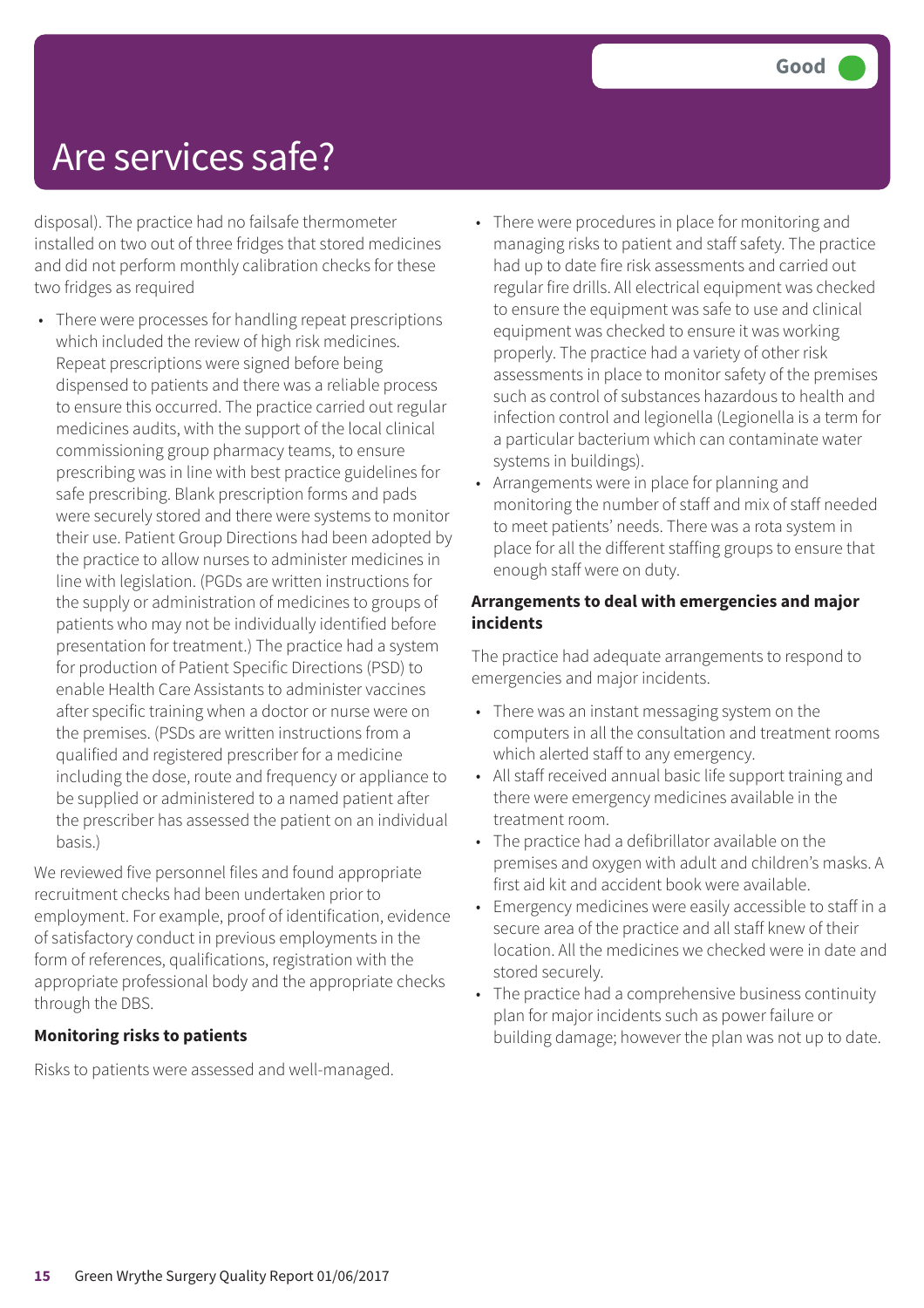# Are services safe?

**Good**

disposal). The practice had no failsafe thermometer installed on two out of three fridges that stored medicines and did not perform monthly calibration checks for these two fridges as required

- There were processes for handling repeat prescriptions which included the review of high risk medicines. Repeat prescriptions were signed before being dispensed to patients and there was a reliable process to ensure this occurred. The practice carried out regular medicines audits, with the support of the local clinical commissioning group pharmacy teams, to ensure prescribing was in line with best practice guidelines for safe prescribing. Blank prescription forms and pads were securely stored and there were systems to monitor their use. Patient Group Directions had been adopted by the practice to allow nurses to administer medicines in line with legislation. (PGDs are written instructions for the supply or administration of medicines to groups of patients who may not be individually identified before presentation for treatment.) The practice had a system for production of Patient Specific Directions (PSD) to enable Health Care Assistants to administer vaccines after specific training when a doctor or nurse were on the premises. (PSDs are written instructions from a qualified and registered prescriber for a medicine including the dose, route and frequency or appliance to be supplied or administered to a named patient after the prescriber has assessed the patient on an individual basis.)

We reviewed five personnel files and found appropriate recruitment checks had been undertaken prior to employment. For example, proof of identification, evidence of satisfactory conduct in previous employments in the form of references, qualifications, registration with the appropriate professional body and the appropriate checks through the DBS.

**Monitoring risks to patients**

Risks to patients were assessed and well-managed.

- There were procedures in place for monitoring and managing risks to patient and staff safety. The practice had up to date fire risk assessments and carried out regular fire drills. All electrical equipment was checked to ensure the equipment was safe to use and clinical equipment was checked to ensure it was working properly. The practice had a variety of other risk assessments in place to monitor safety of the premises such as control of substances hazardous to health and infection control and legionella (Legionella is a term for a particular bacterium which can contaminate water systems in buildings).
- Arrangements were in place for planning and monitoring the number of staff and mix of staff needed to meet patients' needs. There was a rota system in place for all the different staffing groups to ensure that enough staff were on duty.

**Arrangements to deal with emergencies and major incidents**

The practice had adequate arrangements to respond to emergencies and major incidents.

- There was an instant messaging system on the computers in all the consultation and treatment rooms which alerted staff to any emergency.
- All staff received annual basic life support training and there were emergency medicines available in the treatment room.
- The practice had a defibrillator available on the premises and oxygen with adult and children's masks. A first aid kit and accident book were available.
- Emergency medicines were easily accessible to staff in a secure area of the practice and all staff knew of their location. All the medicines we checked were in date and stored securely.
- The practice had a comprehensive business continuity plan for major incidents such as power failure or building damage; however the plan was not up to date.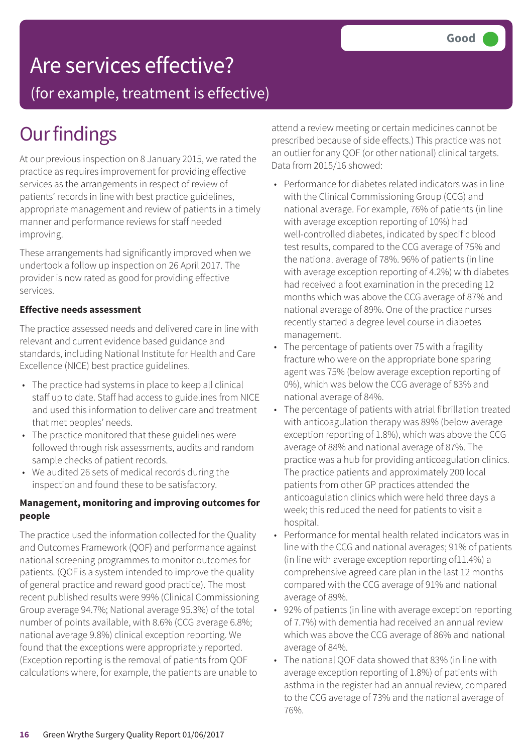# Are services effective?

## (for example, treatment is effective)

**Good**

# Our findings

At our previous inspection on 8 January 2015, we rated the practice as requires improvement for providing effective services as the arrangements in respect of review of patients' records in line with best practice guidelines, appropriate management and review of patients in a timely manner and performance reviews for staff needed improving.

These arrangements had significantly improved when we undertook a follow up inspection on 26 April 2017. The provider is now rated as good for providing effective services.

**Effective needs assessment**

The practice assessed needs and delivered care in line with relevant and current evidence based guidance and standards, including National Institute for Health and Care Excellence (NICE) best practice guidelines.

- The practice had systems in place to keep all clinical staff up to date. Staff had access to guidelines from NICE and used this information to deliver care and treatment that met peoples' needs.
- The practice monitored that these guidelines were followed through risk assessments, audits and random sample checks of patient records.
- We audited 26 sets of medical records during the inspection and found these to be satisfactory.

**Management, monitoring and improving outcomes for people**

The practice used the information collected for the Quality and Outcomes Framework (QOF) and performance against national screening programmes to monitor outcomes for patients. (QOF is a system intended to improve the quality of general practice and reward good practice). The most recent published results were 99% (Clinical Commissioning Group average 94.7%; National average 95.3%) of the total number of points available, with 8.6% (CCG average 6.8%; national average 9.8%) clinical exception reporting. We found that the exceptions were appropriately reported. (Exception reporting is the removal of patients from QOF calculations where, for example, the patients are unable to attend a review meeting or certain medicines cannot be prescribed because of side effects.) This practice was not an outlier for any QOF (or other national) clinical targets. Data from 2015/16 showed:

- Performance for diabetes related indicators was in line with the Clinical Commissioning Group (CCG) and national average. For example, 76% of patients (in line with average exception reporting of 10%) had well-controlled diabetes, indicated by specific blood test results, compared to the CCG average of 75% and the national average of 78%. 96% of patients (in line with average exception reporting of 4.2%) with diabetes had received a foot examination in the preceding 12 months which was above the CCG average of 87% and national average of 89%. One of the practice nurses recently started a degree level course in diabetes management.
- The percentage of patients over 75 with a fragility fracture who were on the appropriate bone sparing agent was 75% (below average exception reporting of 0%), which was below the CCG average of 83% and national average of 84%.
- The percentage of patients with atrial fibrillation treated with anticoagulation therapy was 89% (below average exception reporting of 1.8%), which was above the CCG average of 88% and national average of 87%. The practice was a hub for providing anticoagulation clinics. The practice patients and approximately 200 local patients from other GP practices attended the anticoagulation clinics which were held three days a week; this reduced the need for patients to visit a hospital.
- Performance for mental health related indicators was in line with the CCG and national averages; 91% of patients (in line with average exception reporting of11.4%) a comprehensive agreed care plan in the last 12 months compared with the CCG average of 91% and national average of 89%.
- 92% of patients (in line with average exception reporting of 7.7%) with dementia had received an annual review which was above the CCG average of 86% and national average of 84%.
- The national QOF data showed that 83% (in line with average exception reporting of 1.8%) of patients with asthma in the register had an annual review, compared to the CCG average of 73% and the national average of 76%.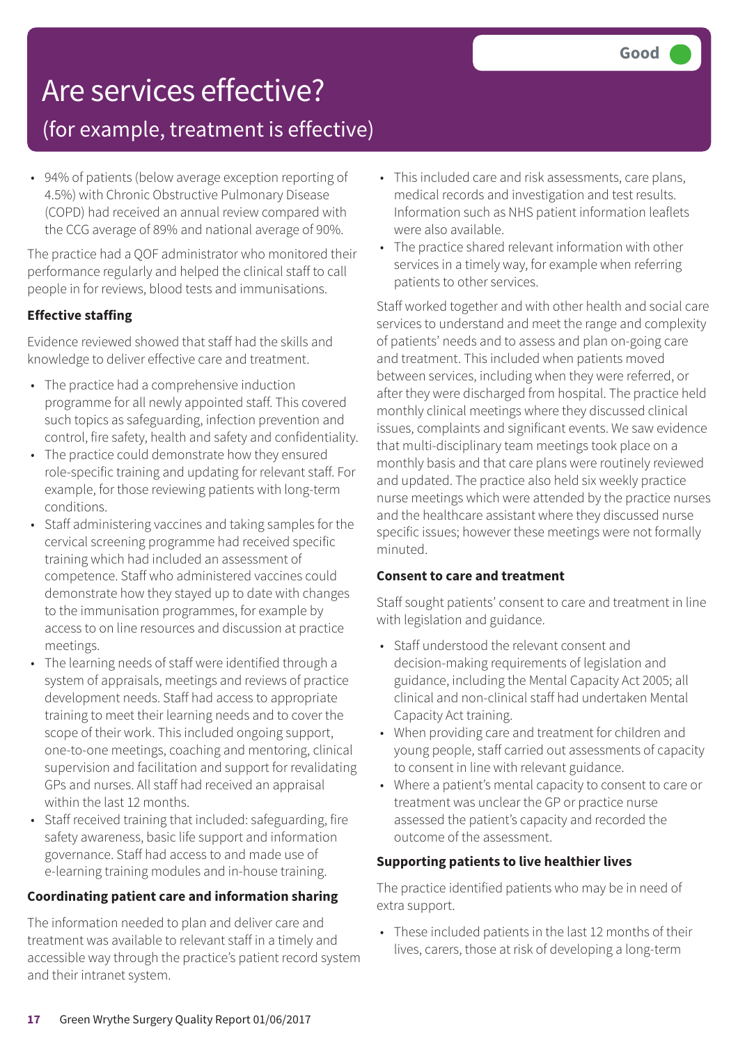# Are services effective?

## (for example, treatment is effective)

Good

- 94% of patients (below average exception reporting of 4.5%) with Chronic Obstructive Pulmonary Disease (COPD) had received an annual review compared with the CCG average of 89% and national average of 90%.

The practice had a QOF administrator who monitored their performance regularly and helped the clinical staff to call people in for reviews, blood tests and immunisations.

**Effective staffing**

Evidence reviewed showed that staff had the skills and knowledge to deliver effective care and treatment.

- The practice had a comprehensive induction programme for all newly appointed staff. This covered such topics as safeguarding, infection prevention and control, fire safety, health and safety and confidentiality.
- The practice could demonstrate how they ensured role-specific training and updating for relevant staff. For example, for those reviewing patients with long-term conditions.
- Staff administering vaccines and taking samples for the cervical screening programme had received specific training which had included an assessment of competence. Staff who administered vaccines could demonstrate how they stayed up to date with changes to the immunisation programmes, for example by access to on line resources and discussion at practice meetings.
- The learning needs of staff were identified through a system of appraisals, meetings and reviews of practice development needs. Staff had access to appropriate training to meet their learning needs and to cover the scope of their work. This included ongoing support, one-to-one meetings, coaching and mentoring, clinical supervision and facilitation and support for revalidating GPs and nurses. All staff had received an appraisal within the last 12 months.
- Staff received training that included: safeguarding, fire safety awareness, basic life support and information governance. Staff had access to and made use of e-learning training modules and in-house training.

**Coordinating patient care and information sharing**

The information needed to plan and deliver care and treatment was available to relevant staff in a timely and accessible way through the practice's patient record system and their intranet system.

- This included care and risk assessments, care plans, medical records and investigation and test results. Information such as NHS patient information leaflets were also available.
- The practice shared relevant information with other services in a timely way, for example when referring patients to other services.

Staff worked together and with other health and social care services to understand and meet the range and complexity of patients' needs and to assess and plan on-going care and treatment. This included when patients moved between services, including when they were referred, or after they were discharged from hospital. The practice held monthly clinical meetings where they discussed clinical issues, complaints and significant events. We saw evidence that multi-disciplinary team meetings took place on a monthly basis and that care plans were routinely reviewed and updated. The practice also held six weekly practice nurse meetings which were attended by the practice nurses and the healthcare assistant where they discussed nurse specific issues; however these meetings were not formally minuted.

**Consent to care and treatment**

Staff sought patients' consent to care and treatment in line with legislation and guidance.

- Staff understood the relevant consent and decision-making requirements of legislation and guidance, including the Mental Capacity Act 2005; all clinical and non-clinical staff had undertaken Mental Capacity Act training.
- When providing care and treatment for children and young people, staff carried out assessments of capacity to consent in line with relevant guidance.
- Where a patient's mental capacity to consent to care or treatment was unclear the GP or practice nurse assessed the patient's capacity and recorded the outcome of the assessment.

**Supporting patients to live healthier lives**

The practice identified patients who may be in need of extra support.

- These included patients in the last 12 months of their lives, carers, those at risk of developing a long-term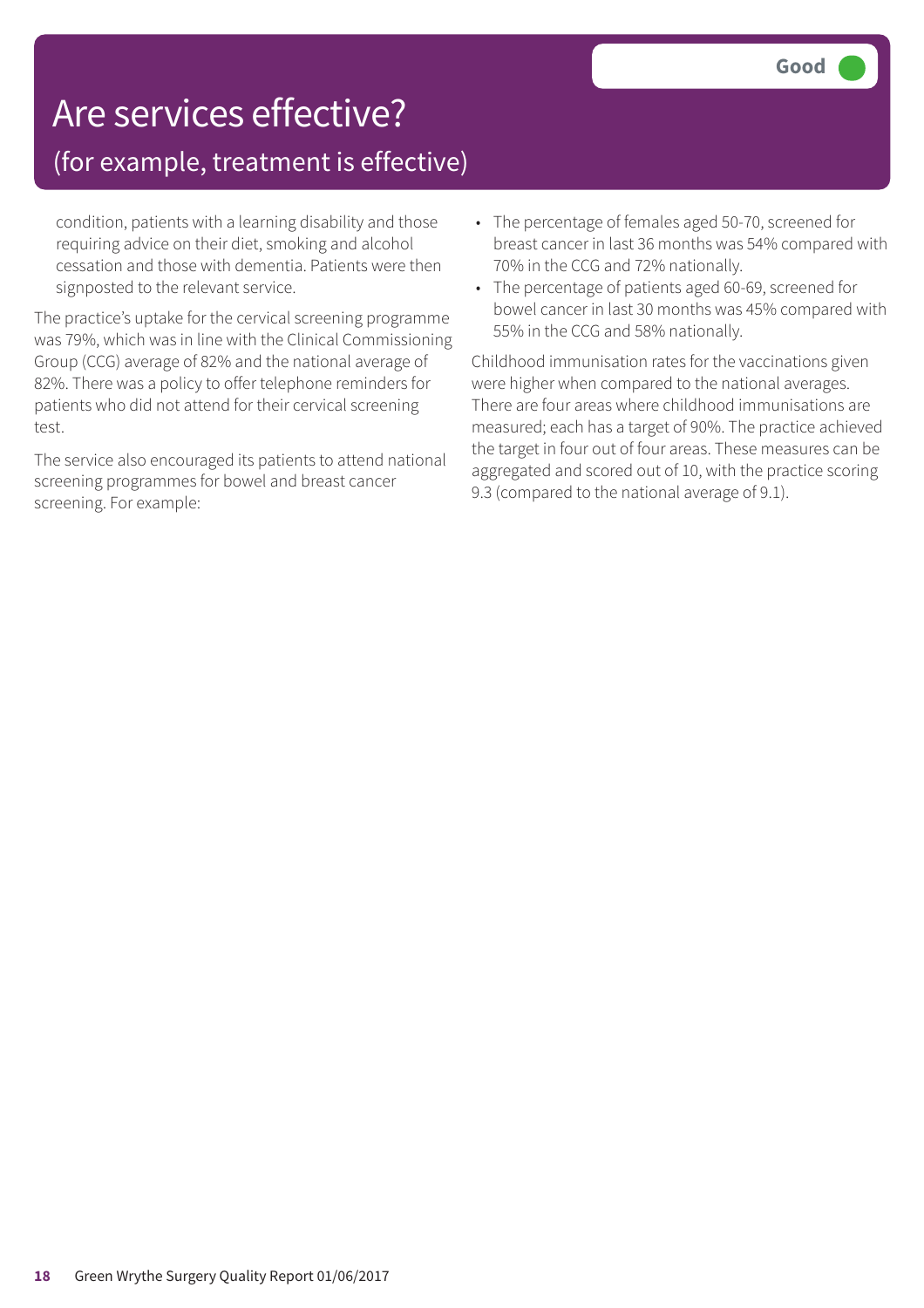# Are services effective?

## (for example, treatment is effective)

**Good**

condition, patients with a learning disability and those requiring advice on their diet, smoking and alcohol cessation and those with dementia. Patients were then signposted to the relevant service.

The practice's uptake for the cervical screening programme was 79%, which was in line with the Clinical Commissioning Group (CCG) average of 82% and the national average of 82%. There was a policy to offer telephone reminders for patients who did not attend for their cervical screening test.

The service also encouraged its patients to attend national screening programmes for bowel and breast cancer screening. For example:

- The percentage of females aged 50-70, screened for breast cancer in last 36 months was 54% compared with 70% in the CCG and 72% nationally.
- The percentage of patients aged 60-69, screened for bowel cancer in last 30 months was 45% compared with 55% in the CCG and 58% nationally.

Childhood immunisation rates for the vaccinations given were higher when compared to the national averages. There are four areas where childhood immunisations are measured; each has a target of 90%. The practice achieved the target in four out of four areas. These measures can be aggregated and scored out of 10, with the practice scoring 9.3 (compared to the national average of 9.1).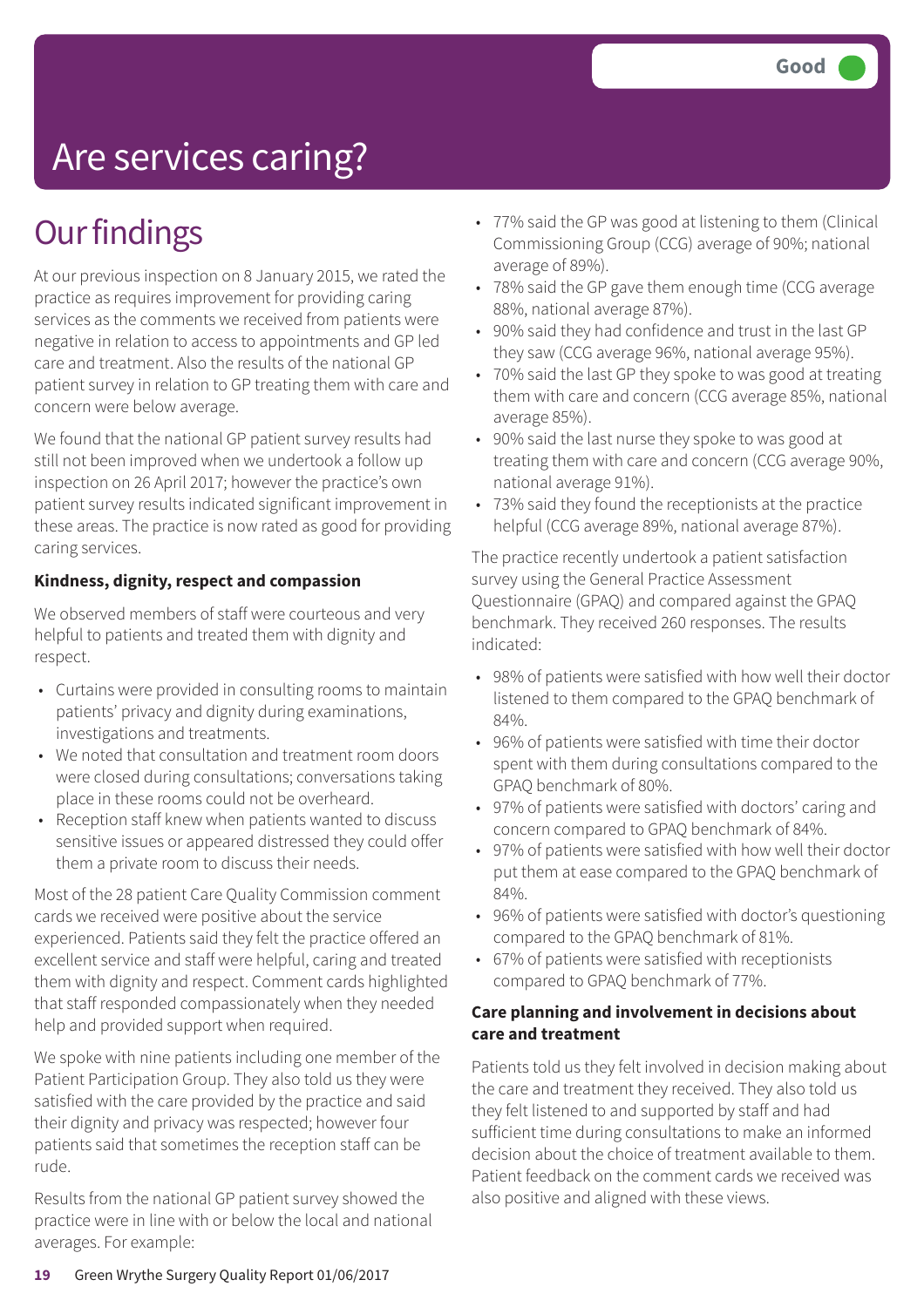# Are services caring?

Good

## Our findings

At our previous inspection on 8 January 2015, we rated the practice as requires improvement for providing caring services as the comments we received from patients were negative in relation to access to appointments and GP led care and treatment. Also the results of the national GP patient survey in relation to GP treating them with care and concern were below average.

We found that the national GP patient survey results had still not been improved when we undertook a follow up inspection on 26 April 2017; however the practice's own patient survey results indicated significant improvement in these areas. The practice is now rated as good for providing caring services.

**Kindness, dignity, respect and compassion**

We observed members of staff were courteous and very helpful to patients and treated them with dignity and respect.

- Curtains were provided in consulting rooms to maintain patients' privacy and dignity during examinations, investigations and treatments.
- We noted that consultation and treatment room doors were closed during consultations; conversations taking place in these rooms could not be overheard.
- Reception staff knew when patients wanted to discuss sensitive issues or appeared distressed they could offer them a private room to discuss their needs.

Most of the 28 patient Care Quality Commission comment cards we received were positive about the service experienced. Patients said they felt the practice offered an excellent service and staff were helpful, caring and treated them with dignity and respect. Comment cards highlighted that staff responded compassionately when they needed help and provided support when required.

We spoke with nine patients including one member of the Patient Participation Group. They also told us they were satisfied with the care provided by the practice and said their dignity and privacy was respected; however four patients said that sometimes the reception staff can be rude.

Results from the national GP patient survey showed the practice were in line with or below the local and national averages. For example:

- 77% said the GP was good at listening to them (Clinical Commissioning Group (CCG) average of 90%; national average of 89%).
- 78% said the GP gave them enough time (CCG average 88%, national average 87%).
- 90% said they had confidence and trust in the last GP they saw (CCG average 96%, national average 95%).
- 70% said the last GP they spoke to was good at treating them with care and concern (CCG average 85%, national average 85%).
- 90% said the last nurse they spoke to was good at treating them with care and concern (CCG average 90%, national average 91%).
- 73% said they found the receptionists at the practice helpful (CCG average 89%, national average 87%).

The practice recently undertook a patient satisfaction survey using the General Practice Assessment Questionnaire (GPAQ) and compared against the GPAQ benchmark. They received 260 responses. The results indicated:

- 98% of patients were satisfied with how well their doctor listened to them compared to the GPAQ benchmark of 84%.
- 96% of patients were satisfied with time their doctor spent with them during consultations compared to the GPAQ benchmark of 80%.
- 97% of patients were satisfied with doctors' caring and concern compared to GPAQ benchmark of 84%.
- 97% of patients were satisfied with how well their doctor put them at ease compared to the GPAQ benchmark of 84%.
- 96% of patients were satisfied with doctor's questioning compared to the GPAQ benchmark of 81%.
- 67% of patients were satisfied with receptionists compared to GPAQ benchmark of 77%.

**Care planning and involvement in decisions about care and treatment**

Patients told us they felt involved in decision making about the care and treatment they received. They also told us they felt listened to and supported by staff and had sufficient time during consultations to make an informed decision about the choice of treatment available to them. Patient feedback on the comment cards we received was also positive and aligned with these views.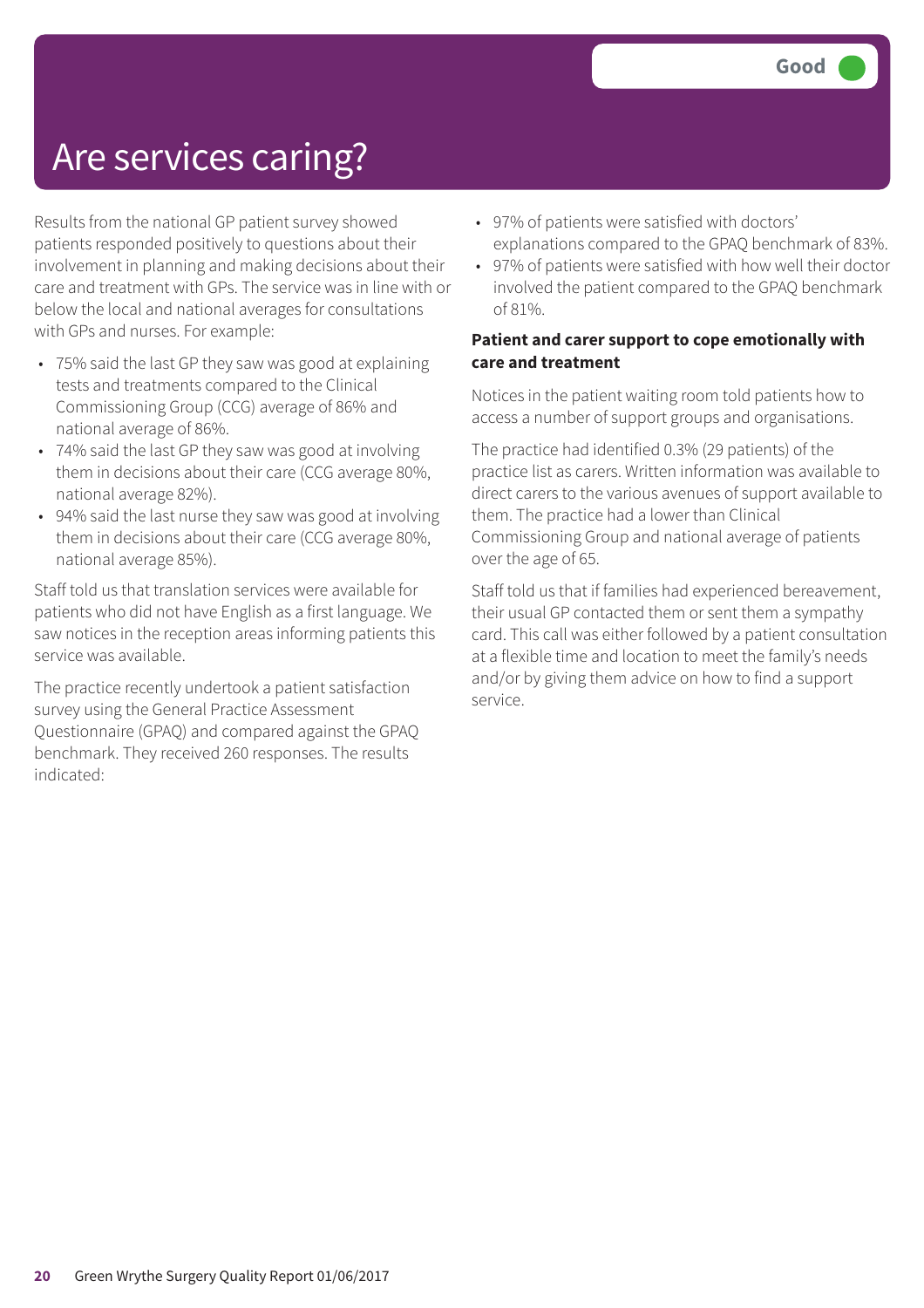Good

# Are services caring?

Results from the national GP patient survey showed patients responded positively to questions about their involvement in planning and making decisions about their care and treatment with GPs. The service was in line with or below the local and national averages for consultations with GPs and nurses. For example:

- 75% said the last GP they saw was good at explaining tests and treatments compared to the Clinical Commissioning Group (CCG) average of 86% and national average of 86%.
- 74% said the last GP they saw was good at involving them in decisions about their care (CCG average 80%, national average 82%).
- 94% said the last nurse they saw was good at involving them in decisions about their care (CCG average 80%, national average 85%).

Staff told us that translation services were available for patients who did not have English as a first language. We saw notices in the reception areas informing patients this service was available.

The practice recently undertook a patient satisfaction survey using the General Practice Assessment Questionnaire (GPAQ) and compared against the GPAQ benchmark. They received 260 responses. The results indicated:

- 97% of patients were satisfied with doctors' explanations compared to the GPAQ benchmark of 83%.
- 97% of patients were satisfied with how well their doctor involved the patient compared to the GPAQ benchmark of 81%.

**Patient and carer support to cope emotionally with care and treatment**

Notices in the patient waiting room told patients how to access a number of support groups and organisations.

The practice had identified 0.3% (29 patients) of the practice list as carers. Written information was available to direct carers to the various avenues of support available to them. The practice had a lower than Clinical Commissioning Group and national average of patients over the age of 65.

Staff told us that if families had experienced bereavement, their usual GP contacted them or sent them a sympathy card. This call was either followed by a patient consultation at a flexible time and location to meet the family's needs and/or by giving them advice on how to find a support service.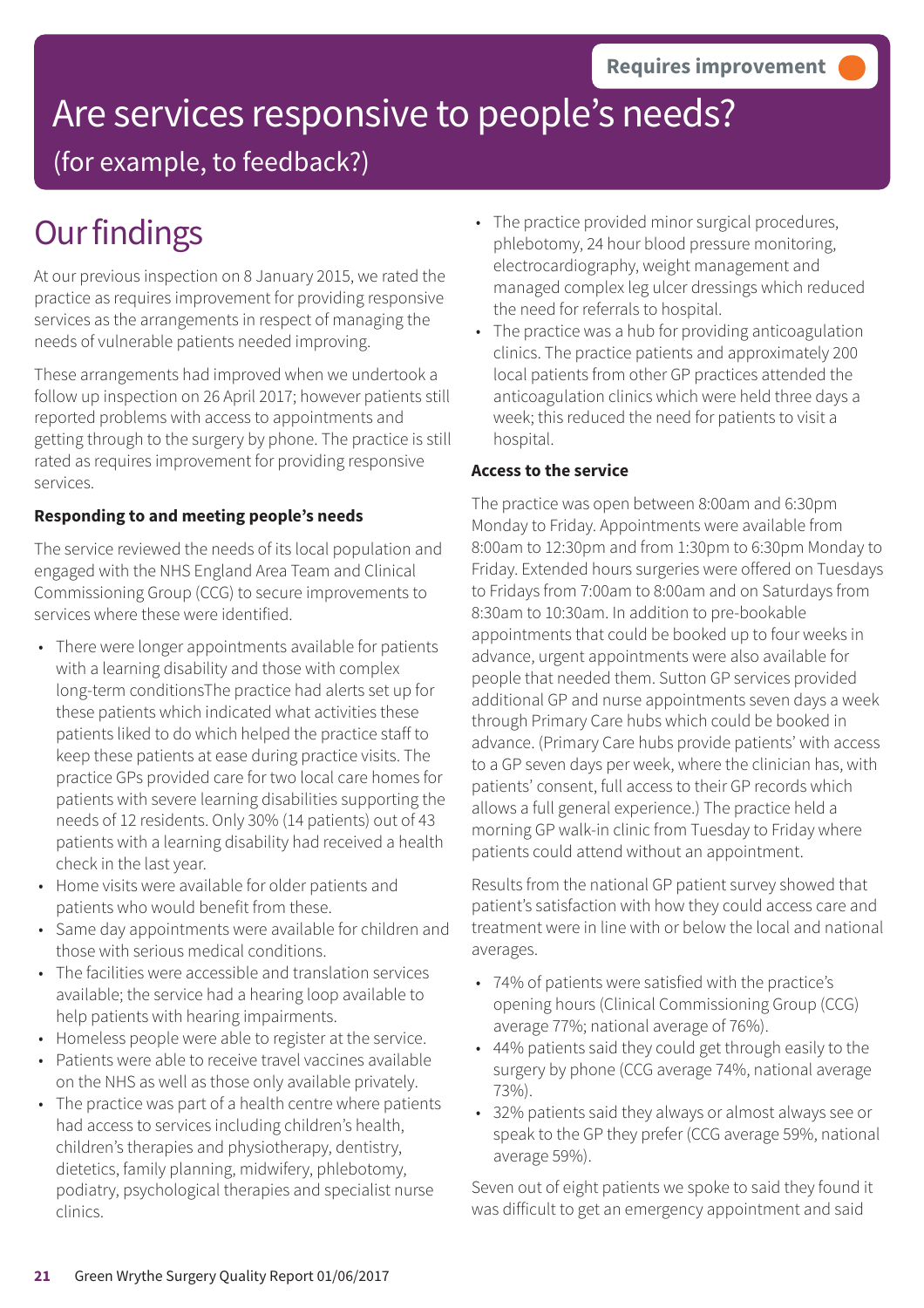Requires improvement

# Are services responsive to people's needs?

(for example, to feedback?)

## Our findings

At our previous inspection on 8 January 2015, we rated the practice as requires improvement for providing responsive services as the arrangements in respect of managing the needs of vulnerable patients needed improving.

These arrangements had improved when we undertook a follow up inspection on 26 April 2017; however patients still reported problems with access to appointments and getting through to the surgery by phone. The practice is still rated as requires improvement for providing responsive services.

**Responding to and meeting people's needs**

The service reviewed the needs of its local population and engaged with the NHS England Area Team and Clinical Commissioning Group (CCG) to secure improvements to services where these were identified.

- There were longer appointments available for patients with a learning disability and those with complex long-term conditionsThe practice had alerts set up for these patients which indicated what activities these patients liked to do which helped the practice staff to keep these patients at ease during practice visits. The practice GPs provided care for two local care homes for patients with severe learning disabilities supporting the needs of 12 residents. Only 30% (14 patients) out of 43 patients with a learning disability had received a health check in the last year.
- Home visits were available for older patients and patients who would benefit from these.
- Same day appointments were available for children and those with serious medical conditions.
- The facilities were accessible and translation services available; the service had a hearing loop available to help patients with hearing impairments.
- Homeless people were able to register at the service.
- Patients were able to receive travel vaccines available on the NHS as well as those only available privately.
- The practice was part of a health centre where patients had access to services including children's health, children's therapies and physiotherapy, dentistry, dietetics, family planning, midwifery, phlebotomy, podiatry, psychological therapies and specialist nurse clinics.
- The practice provided minor surgical procedures, phlebotomy, 24 hour blood pressure monitoring, electrocardiography, weight management and managed complex leg ulcer dressings which reduced the need for referrals to hospital.
- The practice was a hub for providing anticoagulation clinics. The practice patients and approximately 200 local patients from other GP practices attended the anticoagulation clinics which were held three days a week; this reduced the need for patients to visit a hospital.

**Access to the service**

The practice was open between 8:00am and 6:30pm Monday to Friday. Appointments were available from 8:00am to 12:30pm and from 1:30pm to 6:30pm Monday to Friday. Extended hours surgeries were offered on Tuesdays to Fridays from 7:00am to 8:00am and on Saturdays from 8:30am to 10:30am. In addition to pre-bookable appointments that could be booked up to four weeks in advance, urgent appointments were also available for people that needed them. Sutton GP services provided additional GP and nurse appointments seven days a week through Primary Care hubs which could be booked in advance. (Primary Care hubs provide patients' with access to a GP seven days per week, where the clinician has, with patients' consent, full access to their GP records which allows a full general experience.) The practice held a morning GP walk-in clinic from Tuesday to Friday where patients could attend without an appointment.

Results from the national GP patient survey showed that patient's satisfaction with how they could access care and treatment were in line with or below the local and national averages.

- 74% of patients were satisfied with the practice's opening hours (Clinical Commissioning Group (CCG) average 77%; national average of 76%).
- 44% patients said they could get through easily to the surgery by phone (CCG average 74%, national average 73%).
- 32% patients said they always or almost always see or speak to the GP they prefer (CCG average 59%, national average 59%).

Seven out of eight patients we spoke to said they found it was difficult to get an emergency appointment and said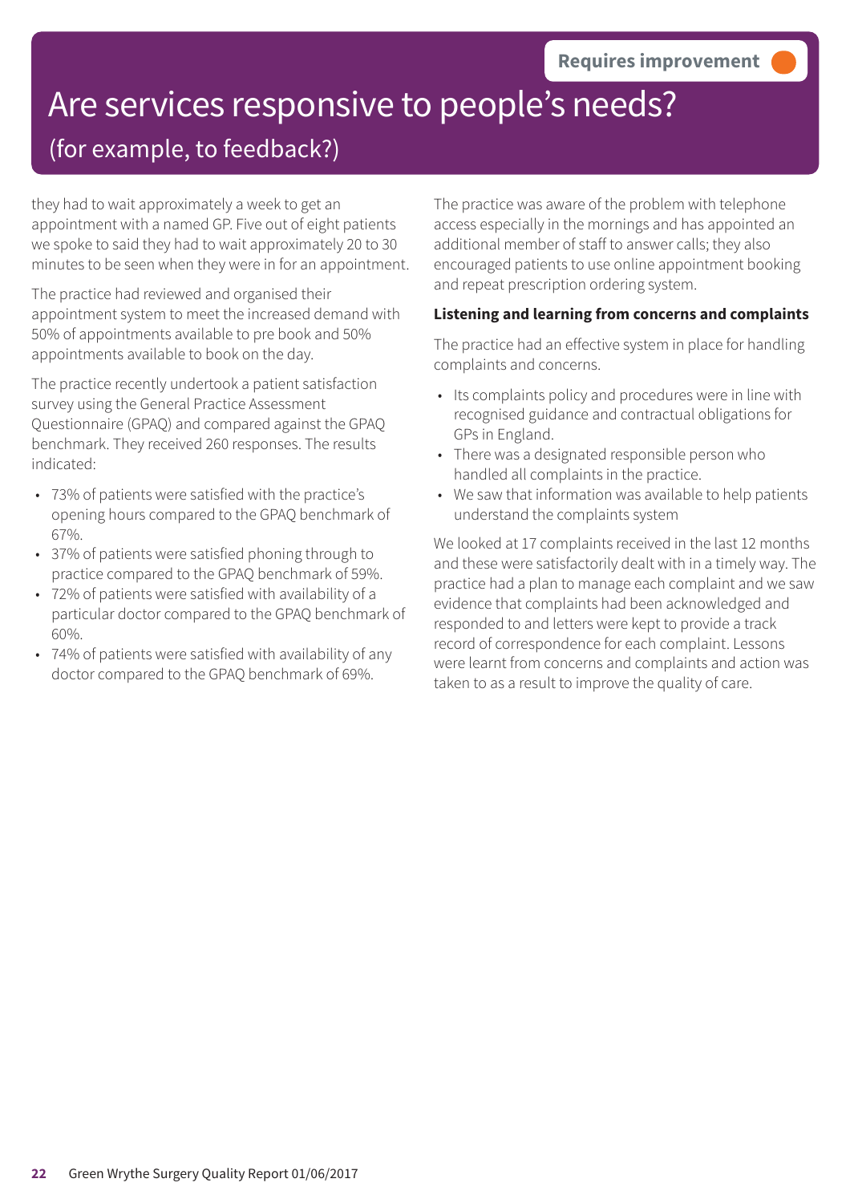Requires improvement

# Are services responsive to people's needs?

## (for example, to feedback?)

they had to wait approximately a week to get an appointment with a named GP. Five out of eight patients we spoke to said they had to wait approximately 20 to 30 minutes to be seen when they were in for an appointment.

The practice had reviewed and organised their appointment system to meet the increased demand with 50% of appointments available to pre book and 50% appointments available to book on the day.

The practice recently undertook a patient satisfaction survey using the General Practice Assessment Questionnaire (GPAQ) and compared against the GPAQ benchmark. They received 260 responses. The results indicated:

- 73% of patients were satisfied with the practice's opening hours compared to the GPAQ benchmark of 67%.
- 37% of patients were satisfied phoning through to practice compared to the GPAQ benchmark of 59%.
- 72% of patients were satisfied with availability of a particular doctor compared to the GPAQ benchmark of 60%.
- 74% of patients were satisfied with availability of any doctor compared to the GPAQ benchmark of 69%.

The practice was aware of the problem with telephone access especially in the mornings and has appointed an additional member of staff to answer calls; they also encouraged patients to use online appointment booking and repeat prescription ordering system.

**Listening and learning from concerns and complaints**

The practice had an effective system in place for handling complaints and concerns.

- Its complaints policy and procedures were in line with recognised guidance and contractual obligations for GPs in England.
- There was a designated responsible person who handled all complaints in the practice.
- We saw that information was available to help patients understand the complaints system

We looked at 17 complaints received in the last 12 months and these were satisfactorily dealt with in a timely way. The practice had a plan to manage each complaint and we saw evidence that complaints had been acknowledged and responded to and letters were kept to provide a track record of correspondence for each complaint. Lessons were learnt from concerns and complaints and action was taken to as a result to improve the quality of care.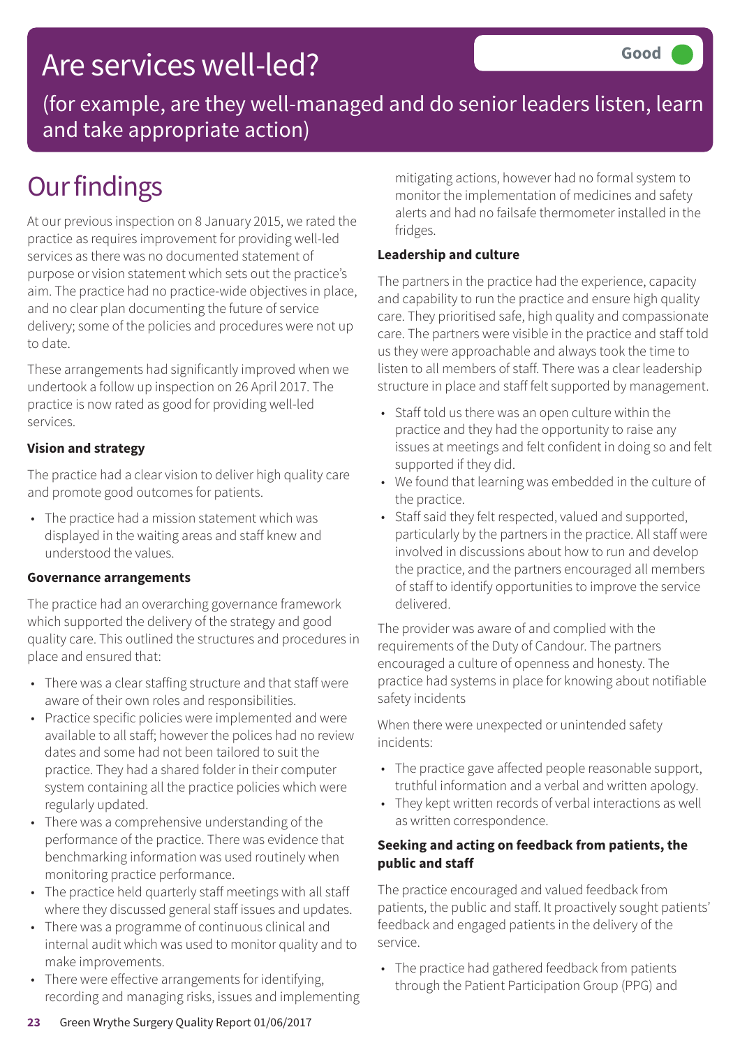# Are services well-led?

Good

(for example, are they well-managed and do senior leaders listen, learn and take appropriate action)

# Our findings

At our previous inspection on 8 January 2015, we rated the practice as requires improvement for providing well-led services as there was no documented statement of purpose or vision statement which sets out the practice's aim. The practice had no practice-wide objectives in place, and no clear plan documenting the future of service delivery; some of the policies and procedures were not up to date.

These arrangements had significantly improved when we undertook a follow up inspection on 26 April 2017. The practice is now rated as good for providing well-led services.

**Vision and strategy**

The practice had a clear vision to deliver high quality care and promote good outcomes for patients.

- The practice had a mission statement which was displayed in the waiting areas and staff knew and understood the values.

**Governance arrangements**

The practice had an overarching governance framework which supported the delivery of the strategy and good quality care. This outlined the structures and procedures in place and ensured that:

- There was a clear staffing structure and that staff were aware of their own roles and responsibilities.
- Practice specific policies were implemented and were available to all staff; however the polices had no review dates and some had not been tailored to suit the practice. They had a shared folder in their computer system containing all the practice policies which were regularly updated.
- There was a comprehensive understanding of the performance of the practice. There was evidence that benchmarking information was used routinely when monitoring practice performance.
- The practice held quarterly staff meetings with all staff where they discussed general staff issues and updates.
- There was a programme of continuous clinical and internal audit which was used to monitor quality and to make improvements.
- There were effective arrangements for identifying, recording and managing risks, issues and implementing mitigating actions, however had no formal system to monitor the implementation of medicines and safety alerts and had no failsafe thermometer installed in the fridges.

**Leadership and culture**

The partners in the practice had the experience, capacity and capability to run the practice and ensure high quality care. They prioritised safe, high quality and compassionate care. The partners were visible in the practice and staff told us they were approachable and always took the time to listen to all members of staff. There was a clear leadership structure in place and staff felt supported by management.

- Staff told us there was an open culture within the practice and they had the opportunity to raise any issues at meetings and felt confident in doing so and felt supported if they did.
- We found that learning was embedded in the culture of the practice.
- Staff said they felt respected, valued and supported, particularly by the partners in the practice. All staff were involved in discussions about how to run and develop the practice, and the partners encouraged all members of staff to identify opportunities to improve the service delivered.

The provider was aware of and complied with the requirements of the Duty of Candour. The partners encouraged a culture of openness and honesty. The practice had systems in place for knowing about notifiable safety incidents

When there were unexpected or unintended safety incidents:

- The practice gave affected people reasonable support, truthful information and a verbal and written apology.
- They kept written records of verbal interactions as well as written correspondence.

**Seeking and acting on feedback from patients, the public and staff**

The practice encouraged and valued feedback from patients, the public and staff. It proactively sought patients' feedback and engaged patients in the delivery of the service.

- The practice had gathered feedback from patients through the Patient Participation Group (PPG) and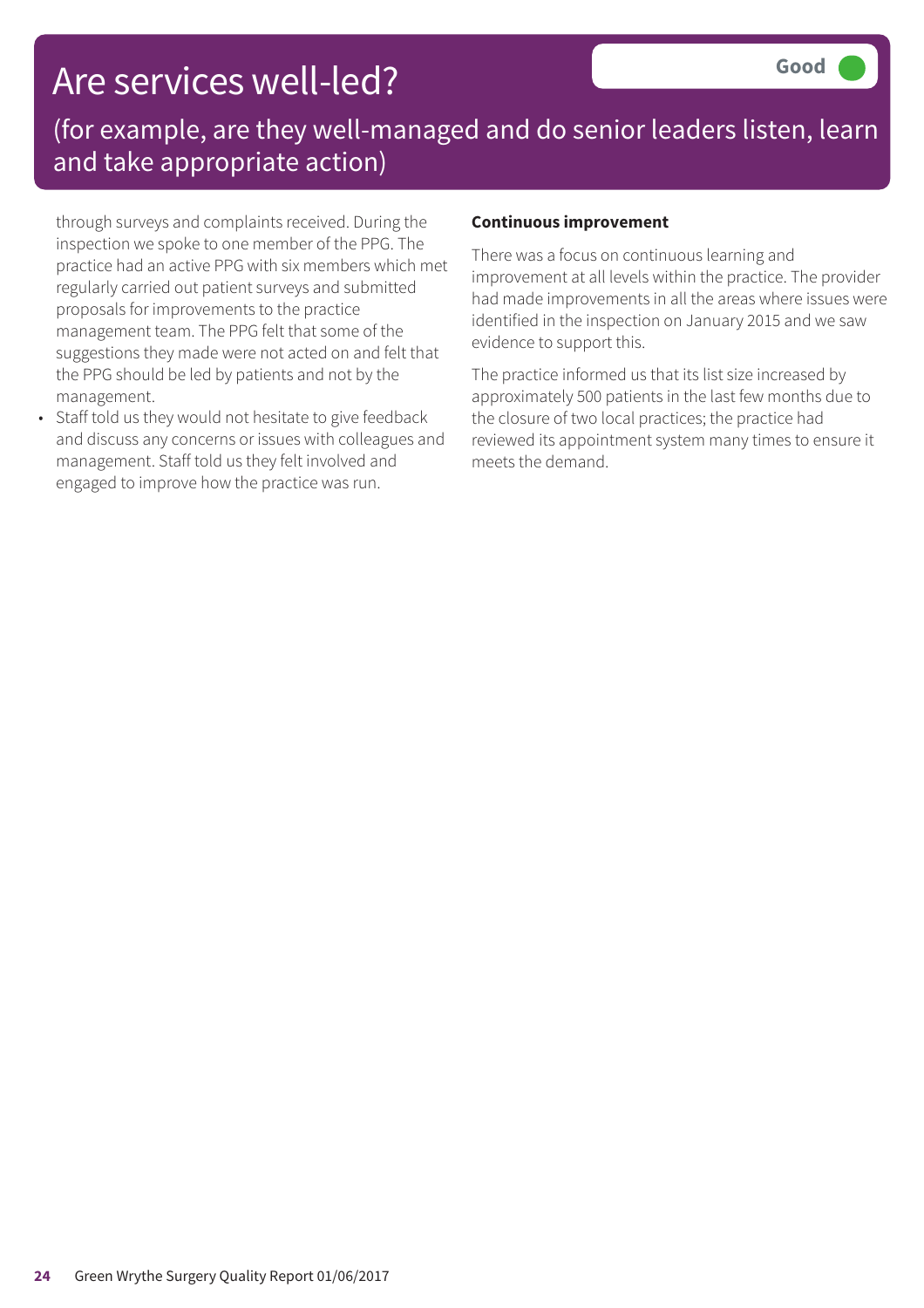# Are services well-led?

## (for example, are they well-managed and do senior leaders listen, learn and take appropriate action)

Good

through surveys and complaints received. During the inspection we spoke to one member of the PPG. The practice had an active PPG with six members which met regularly carried out patient surveys and submitted proposals for improvements to the practice management team. The PPG felt that some of the suggestions they made were not acted on and felt that the PPG should be led by patients and not by the management.

- Staff told us they would not hesitate to give feedback and discuss any concerns or issues with colleagues and management. Staff told us they felt involved and engaged to improve how the practice was run.

**Continuous improvement**

There was a focus on continuous learning and improvement at all levels within the practice. The provider had made improvements in all the areas where issues were identified in the inspection on January 2015 and we saw evidence to support this.

The practice informed us that its list size increased by approximately 500 patients in the last few months due to the closure of two local practices; the practice had reviewed its appointment system many times to ensure it meets the demand.